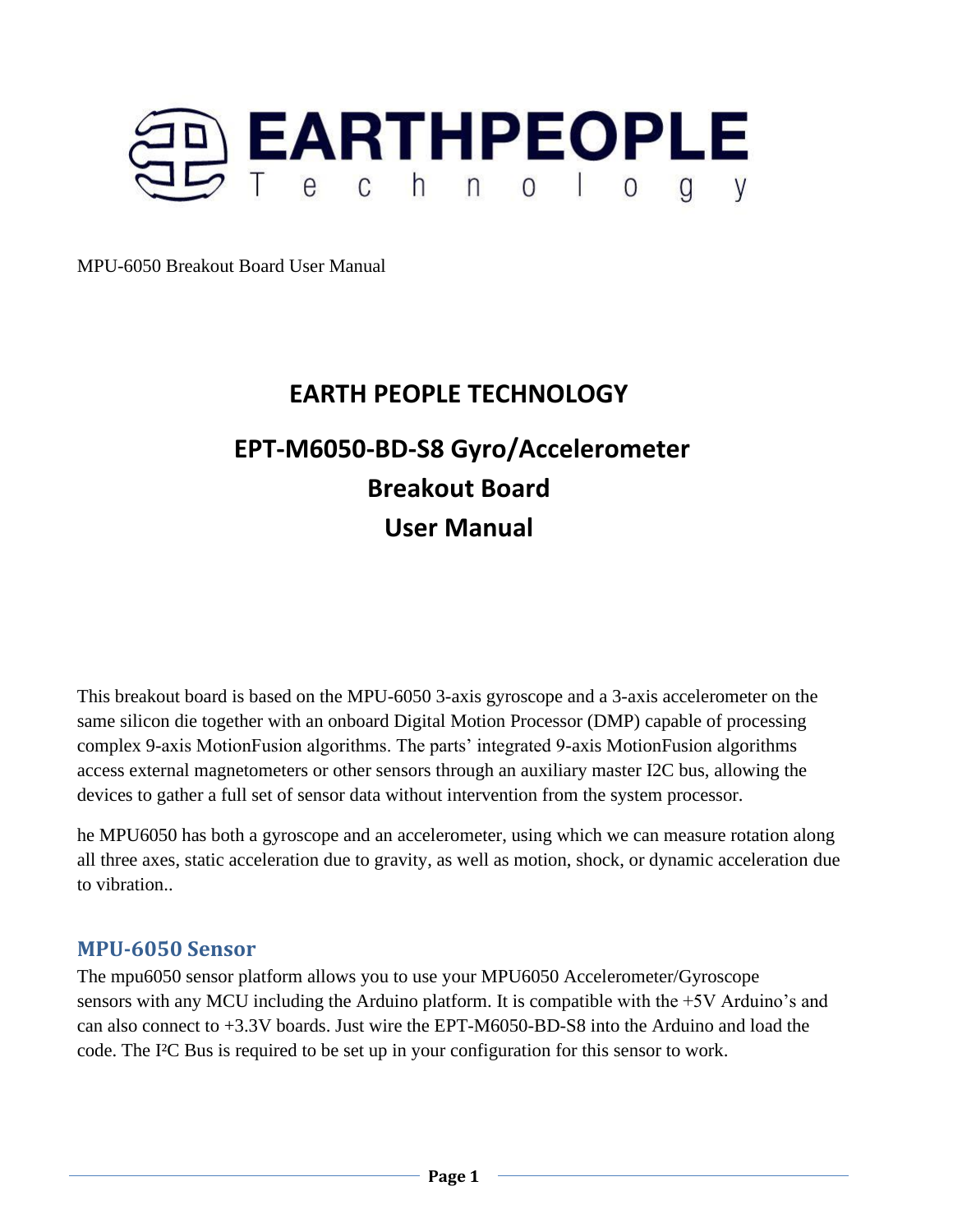# EARTHPEOPLE Technology

MPU-6050 Breakout Board User Manual

## EARTH PEOPLE TECHNOLOGY

## EPT-M6050-BD-S8 Gyro/Accelerometer Breakout Board User Manual

This breakout board is based on the MPU-6050 3-axis gyroscope and a 3-axis accelerometer on the same silicon die together with an onboard Digital Motion Processor (DMP) capable of processing complex 9-axis MotionFusion algorithms. The parts' integrated 9-axis MotionFusion algorithms access external magnetometers or other sensors through an auxiliary master I2C bus, allowing the devices to gather a full set of sensor data without intervention from the system processor.

he MPU6050 has both a gyroscope and an accelerometer, using which we can measure rotation along all three axes, static acceleration due to gravity, as well as motion, shock, or dynamic acceleration due to vibration..

### MPU-6050 Sensor

The mpu6050 sensor platform allows you to use your MPU6050 Accelerometer/Gyroscope sensors with any MCU including the Arduino platform. It is compatible with the +5V Arduino's and can also connect to +3.3V boards. Just wire the EPT-M6050-BD-S8 into the Arduino and load the code. The I²C Bus is required to be set up in your configuration for this sensor to work.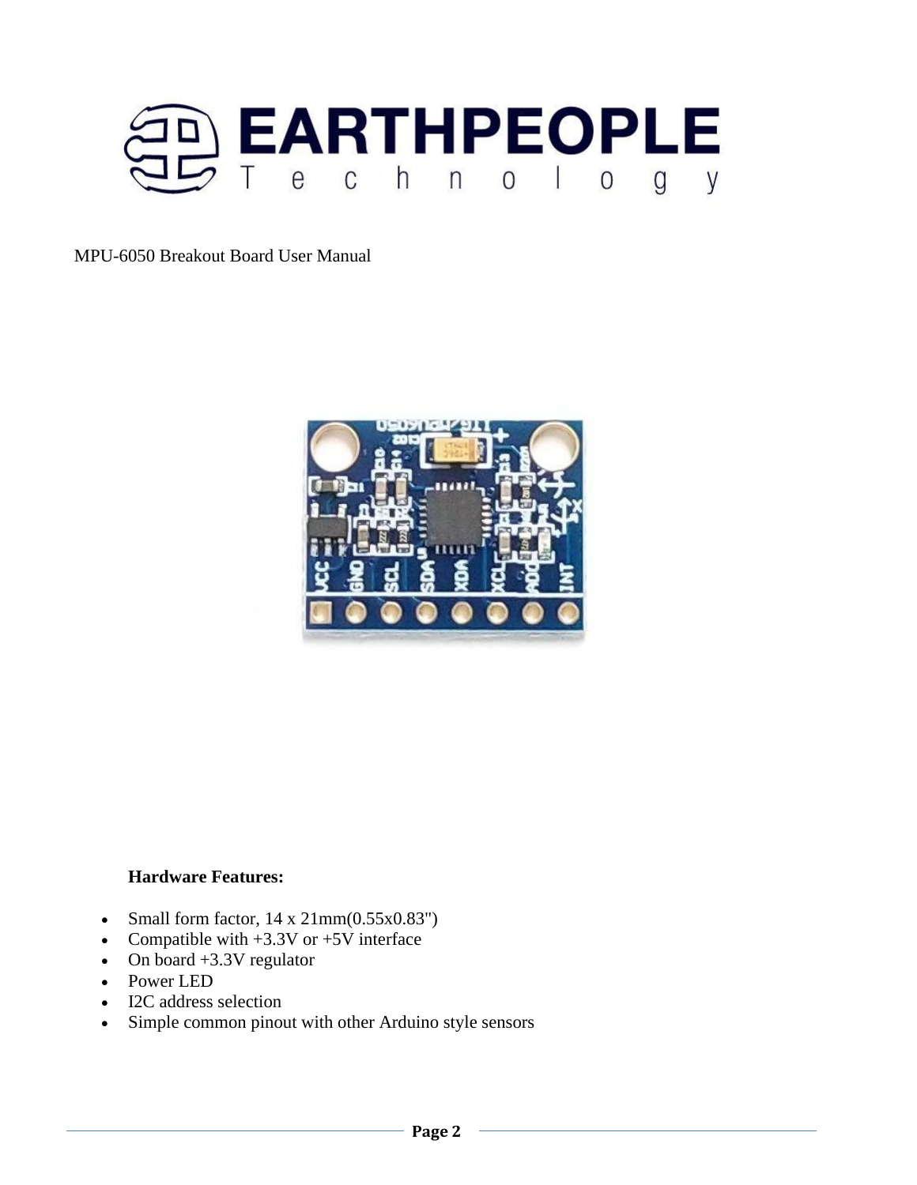MPU-6050 Breakout Board User Manual

**Hardware Features:**

- Small form factor, 14 x 21mm(0.55x0.83")
- Compatible with +3.3V or +5V interface
- On board +3.3V regulator
- Power LED
- I2C address selection
- Simple common pinout with other Arduino style sensors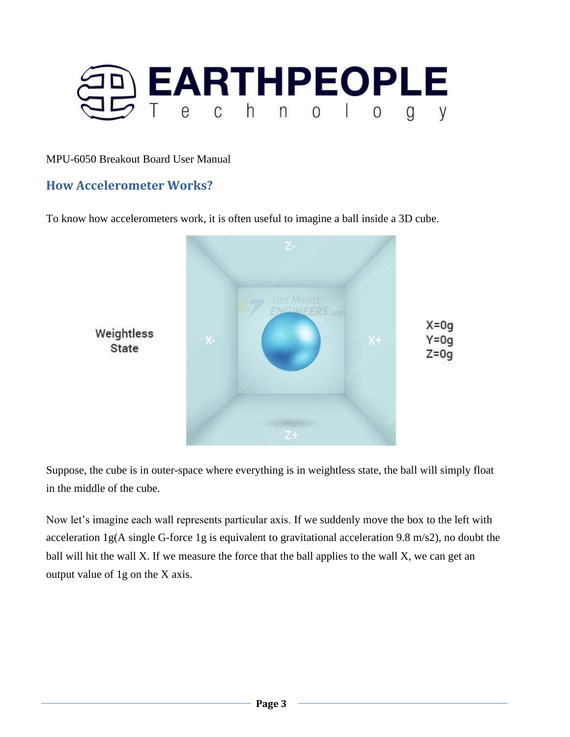MPU-6050 Breakout Board User Manual

## How Accelerometer Works?

To know how accelerometers work, it is often useful to imagine a ball inside a 3D cube.

Suppose, the cube is in outer-space where everything is in weightless state, the ball will simply float in the middle of the cube.

Now let's imagine each wall represents particular axis. If we suddenly move the box to the left with acceleration 1g(A single G-force 1g is equivalent to gravitational acceleration 9.8 m/s2), no doubt the ball will hit the wall X. If we measure the force that the ball applies to the wall X, we can get an output value of 1g on the X axis.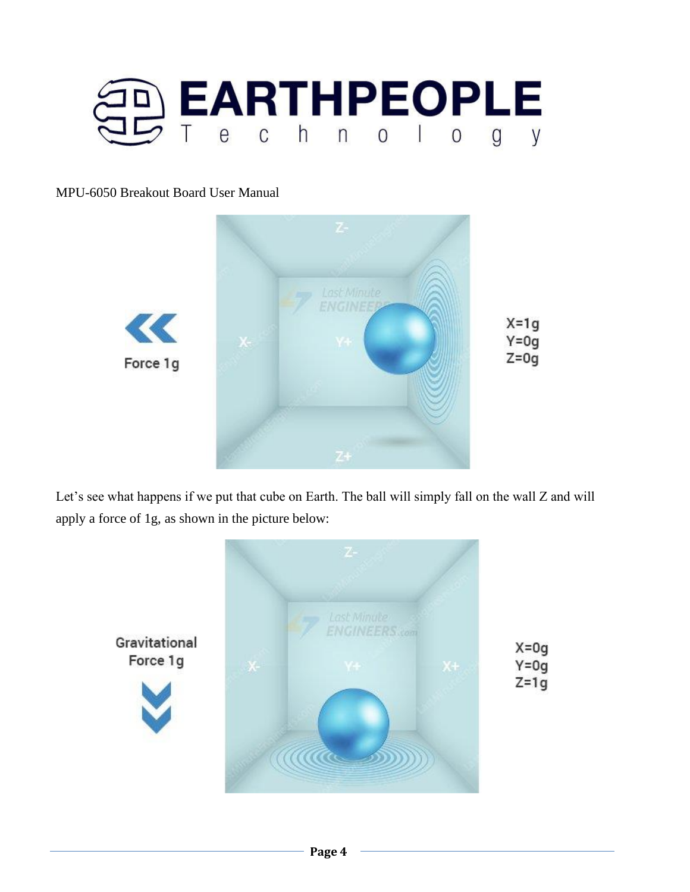MPU-6050 Breakout Board User Manual

Let’s see what happens if we put that cube on Earth. The ball will simply fall on the wall Z and will apply a force of 1g, as shown in the picture below: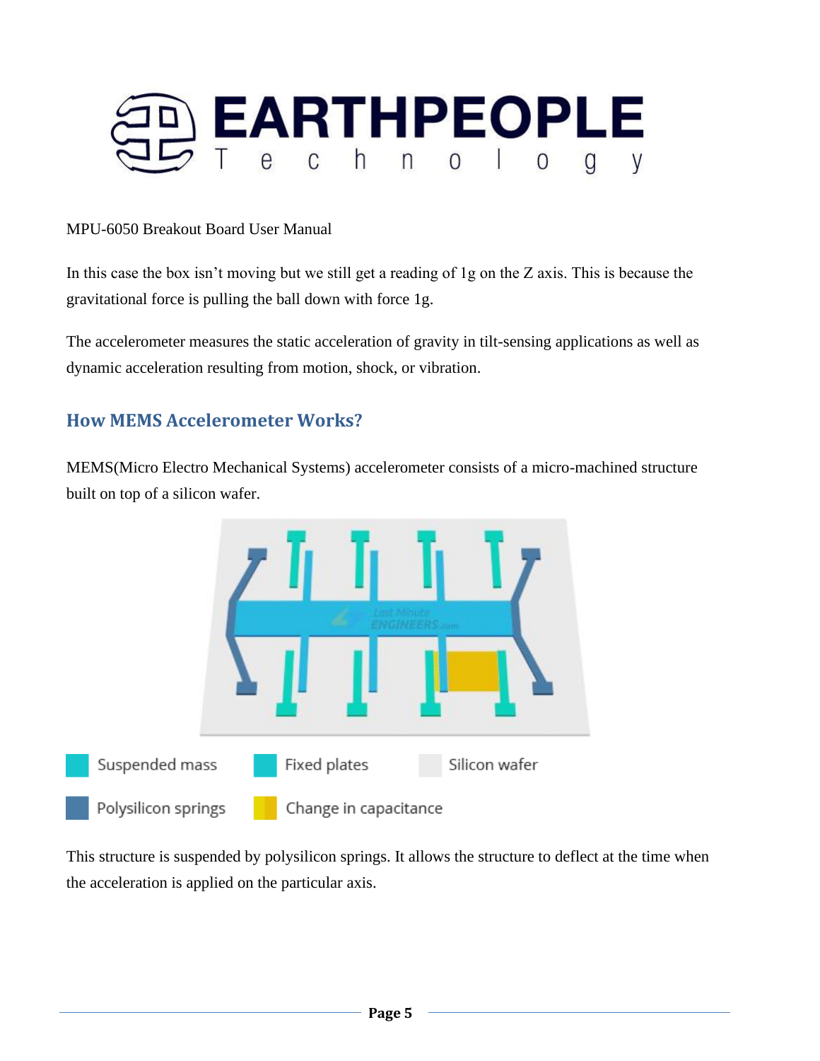MPU-6050 Breakout Board User Manual

In this case the box isn't moving but we still get a reading of 1g on the Z axis. This is because the gravitational force is pulling the ball down with force 1g.

The accelerometer measures the static acceleration of gravity in tilt-sensing applications as well as dynamic acceleration resulting from motion, shock, or vibration.

## How MEMS Accelerometer Works?

MEMS(Micro Electro Mechanical Systems) accelerometer consists of a micro-machined structure built on top of a silicon wafer.

Suspended mass | Fixed plates | Silicon wafer

Polysilicon springs | Change in capacitance

This structure is suspended by polysilicon springs. It allows the structure to deflect at the time when the acceleration is applied on the particular axis.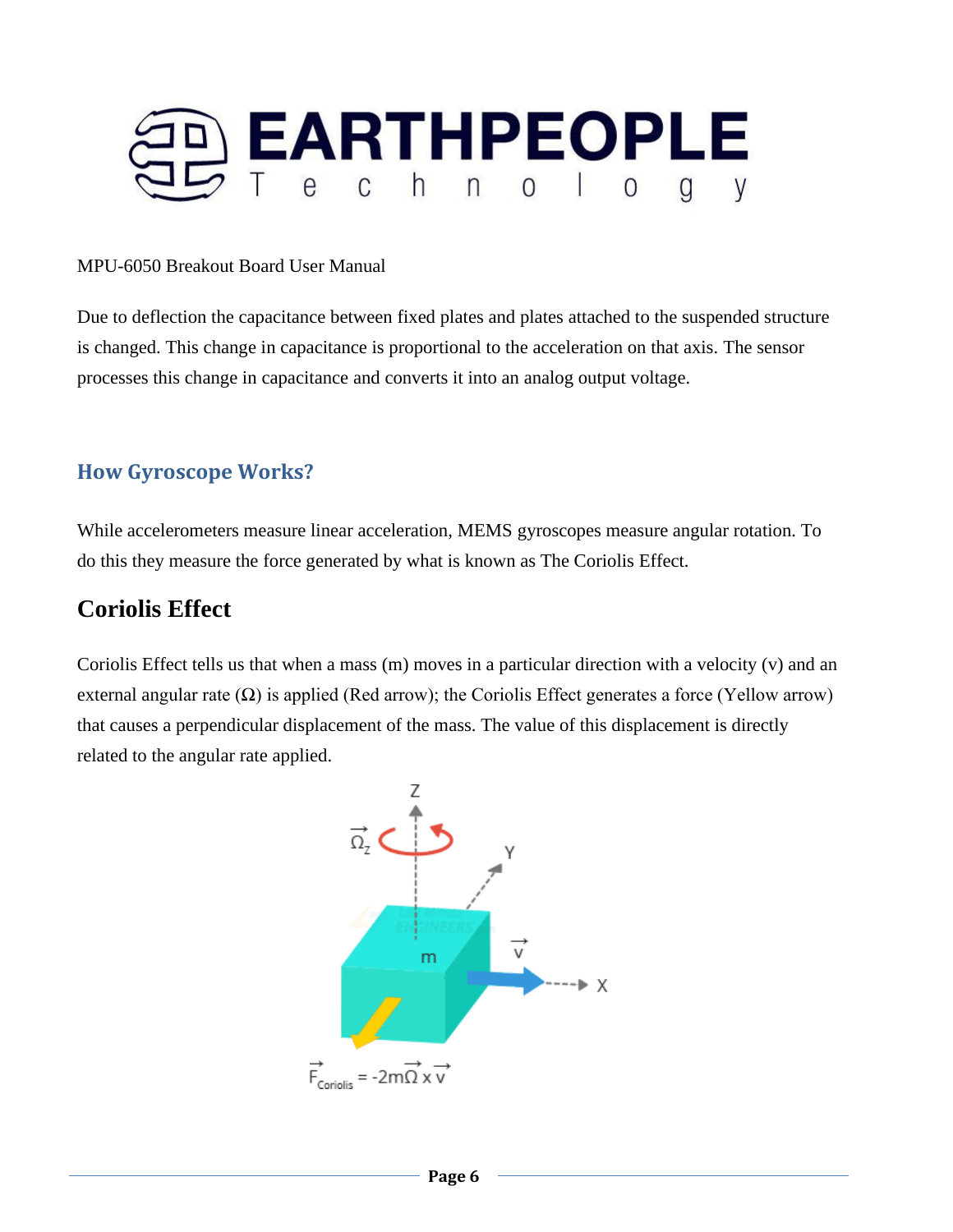Due to deflection the capacitance between fixed plates and plates attached to the suspended structure is changed. This change in capacitance is proportional to the acceleration on that axis. The sensor processes this change in capacitance and converts it into an analog output voltage.

### How Gyroscope Works?

While accelerometers measure linear acceleration, MEMS gyroscopes measure angular rotation. To do this they measure the force generated by what is known as The Coriolis Effect.

## Coriolis Effect

Coriolis Effect tells us that when a mass (m) moves in a particular direction with a velocity (v) and an external angular rate (Ω) is applied (Red arrow); the Coriolis Effect generates a force (Yellow arrow) that causes a perpendicular displacement of the mass. The value of this displacement is directly related to the angular rate applied.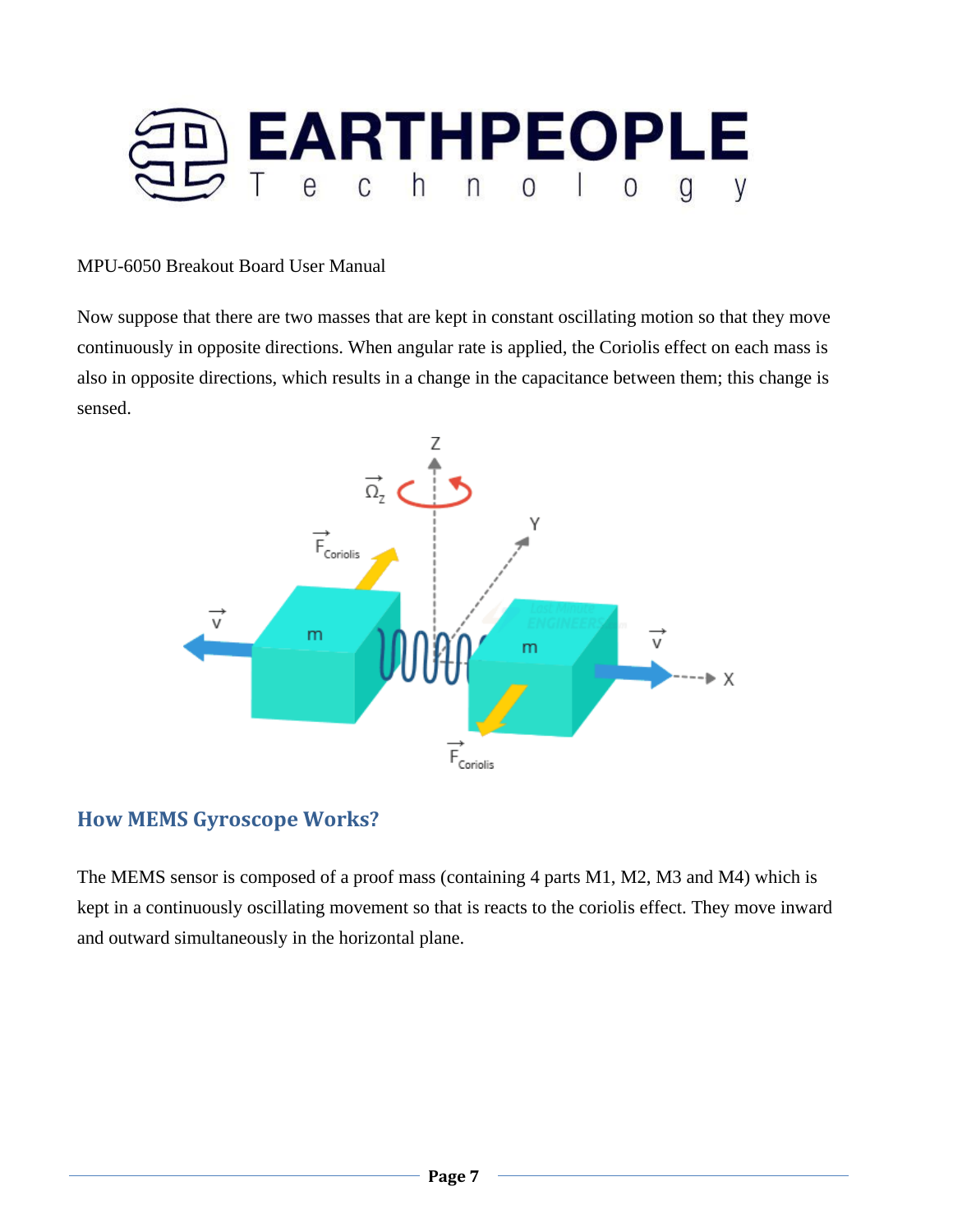Now suppose that there are two masses that are kept in constant oscillating motion so that they move continuously in opposite directions. When angular rate is applied, the Coriolis effect on each mass is also in opposite directions, which results in a change in the capacitance between them; this change is sensed.

## How MEMS Gyroscope Works?

The MEMS sensor is composed of a proof mass (containing 4 parts M1, M2, M3 and M4) which is kept in a continuously oscillating movement so that is reacts to the coriolis effect. They move inward and outward simultaneously in the horizontal plane.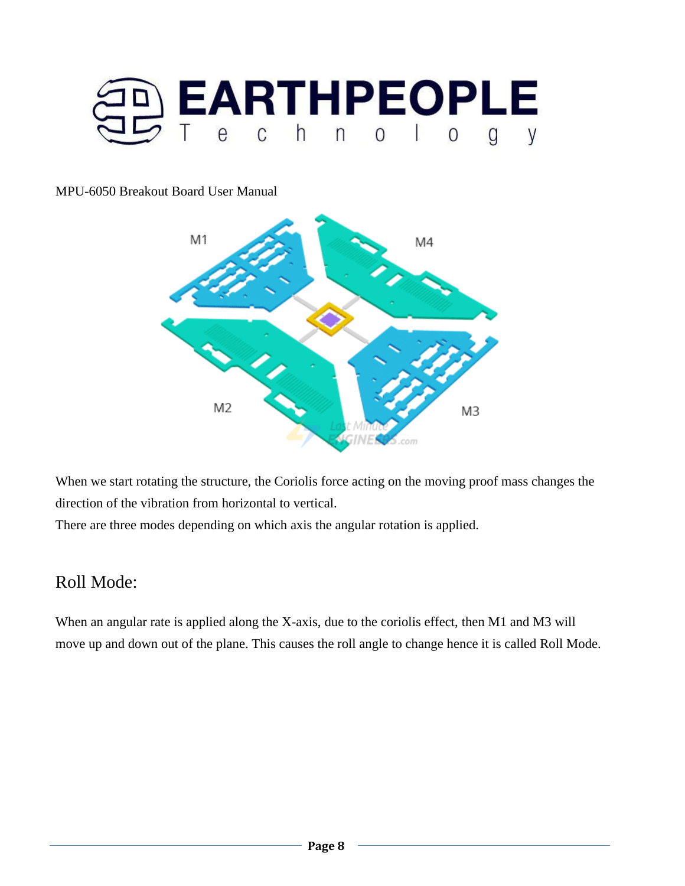MPU-6050 Breakout Board User Manual

When we start rotating the structure, the Coriolis force acting on the moving proof mass changes the direction of the vibration from horizontal to vertical.

There are three modes depending on which axis the angular rotation is applied.

## Roll Mode:

When an angular rate is applied along the X-axis, due to the coriolis effect, then M1 and M3 will move up and down out of the plane. This causes the roll angle to change hence it is called Roll Mode.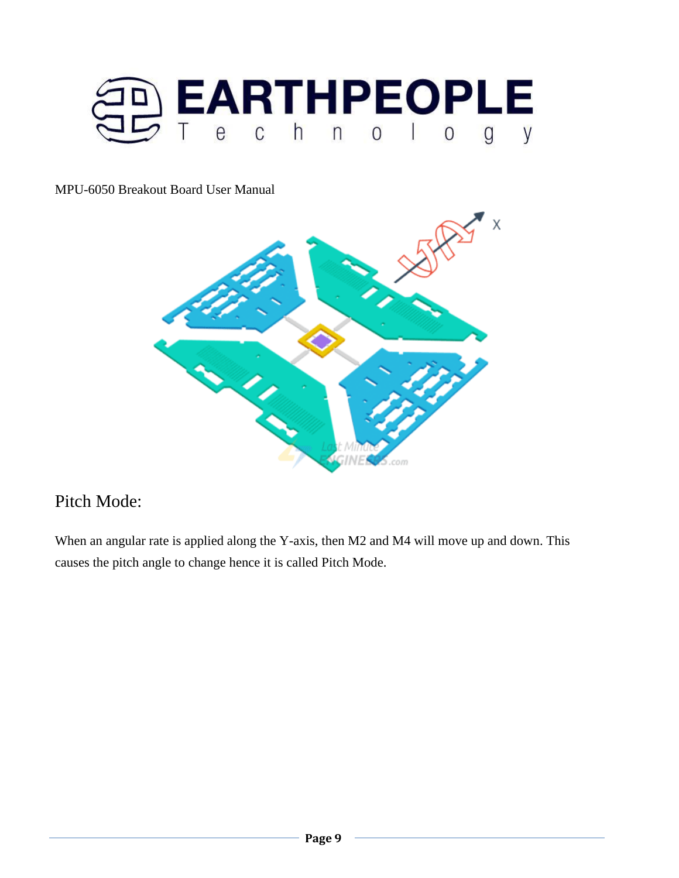MPU-6050 Breakout Board User Manual

## Pitch Mode:

When an angular rate is applied along the Y-axis, then M2 and M4 will move up and down. This causes the pitch angle to change hence it is called Pitch Mode.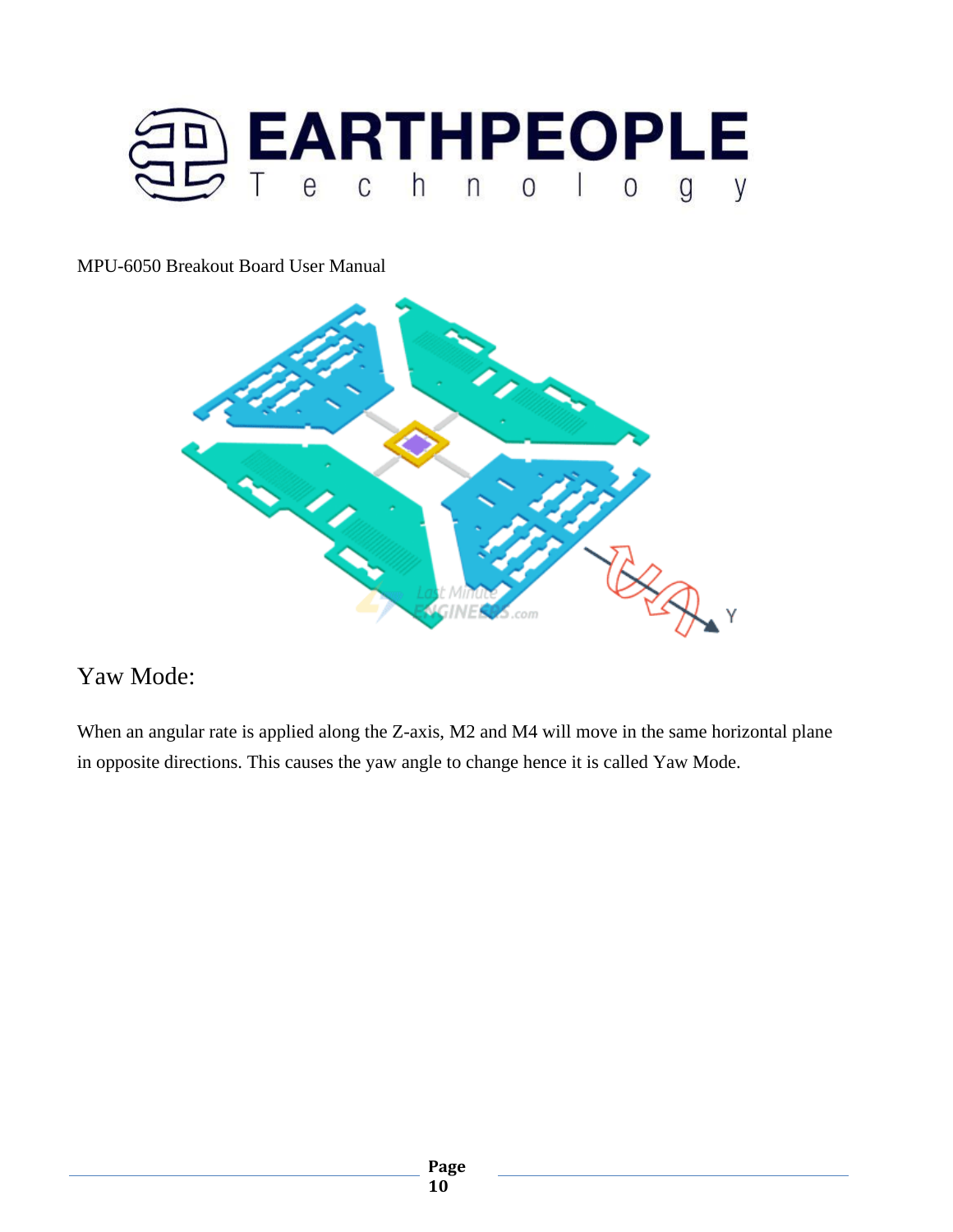MPU-6050 Breakout Board User Manual

## Yaw Mode:

When an angular rate is applied along the Z-axis, M2 and M4 will move in the same horizontal plane in opposite directions. This causes the yaw angle to change hence it is called Yaw Mode.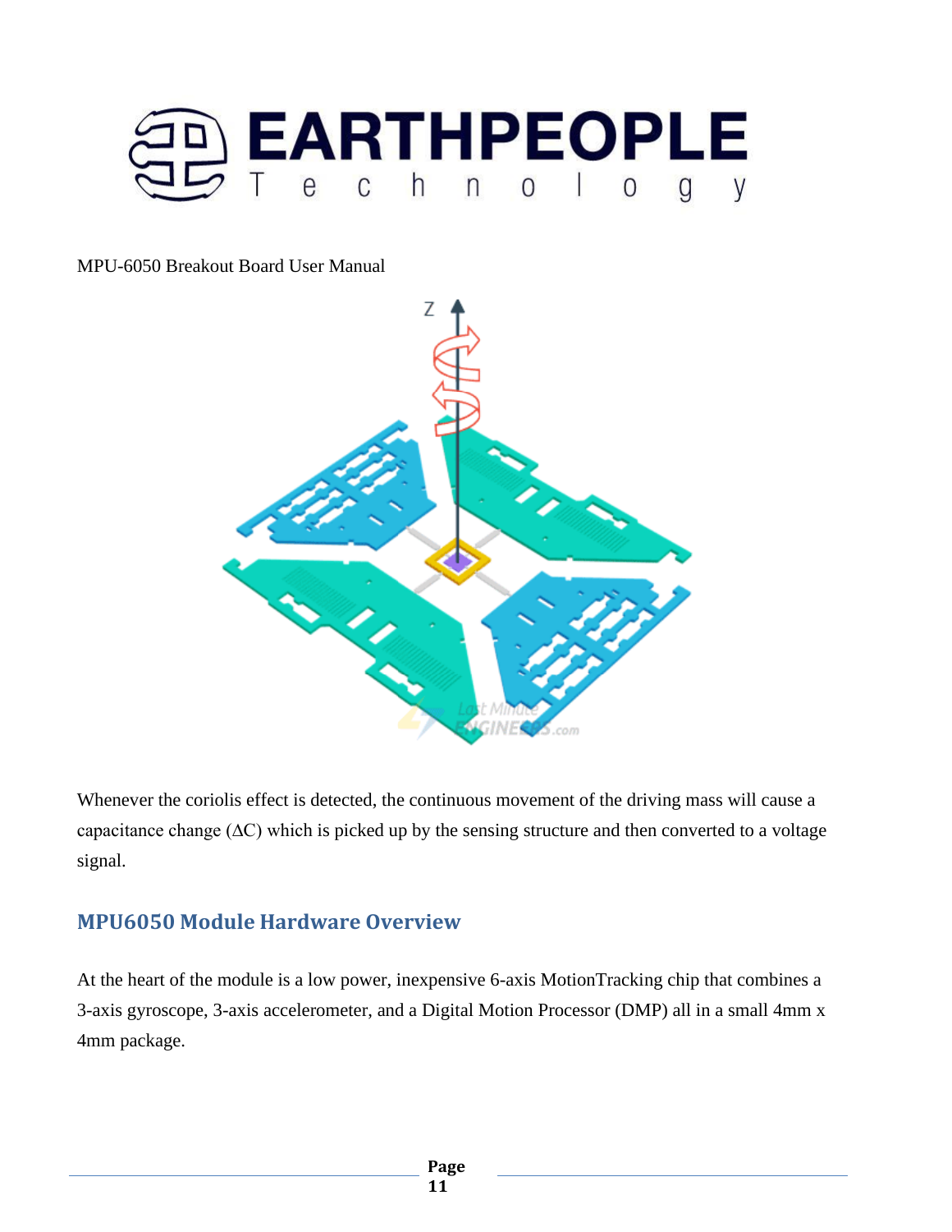MPU-6050 Breakout Board User Manual

Whenever the coriolis effect is detected, the continuous movement of the driving mass will cause a capacitance change ($\Delta C$) which is picked up by the sensing structure and then converted to a voltage signal.

## MPU6050 Module Hardware Overview

At the heart of the module is a low power, inexpensive 6-axis MotionTracking chip that combines a 3-axis gyroscope, 3-axis accelerometer, and a Digital Motion Processor (DMP) all in a small 4mm x 4mm package.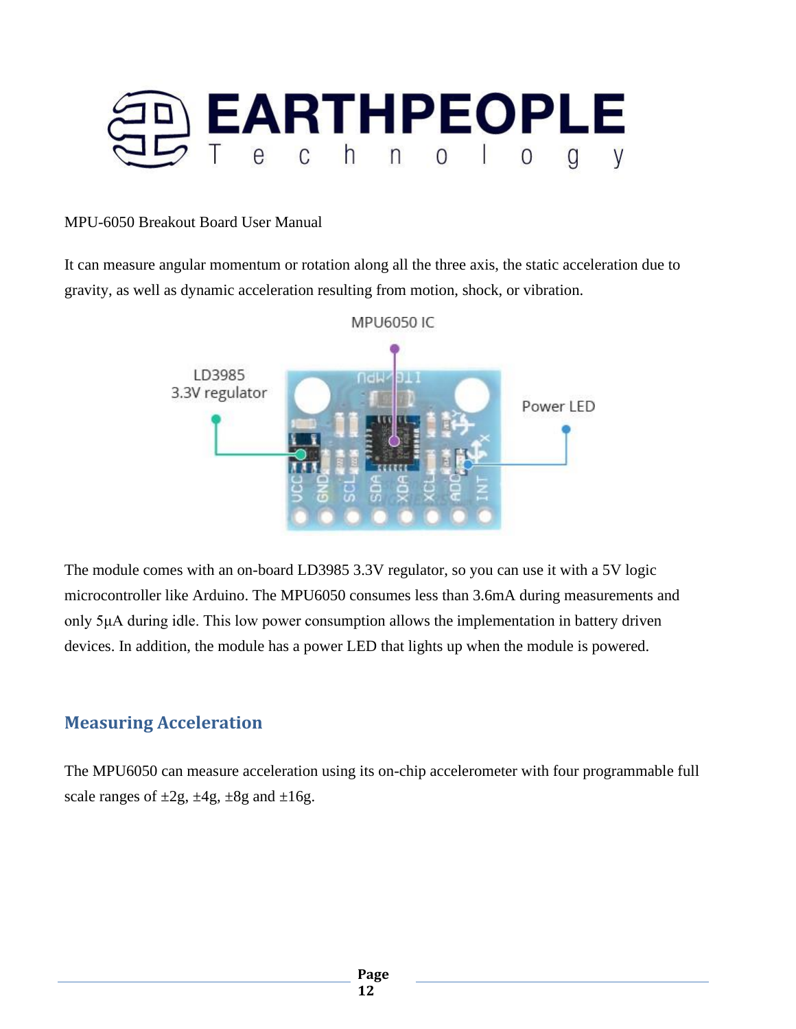MPU-6050 Breakout Board User Manual

It can measure angular momentum or rotation along all the three axis, the static acceleration due to gravity, as well as dynamic acceleration resulting from motion, shock, or vibration.

The module comes with an on-board LD3985 3.3V regulator, so you can use it with a 5V logic microcontroller like Arduino. The MPU6050 consumes less than 3.6mA during measurements and only 5μA during idle. This low power consumption allows the implementation in battery driven devices. In addition, the module has a power LED that lights up when the module is powered.

## Measuring Acceleration

The MPU6050 can measure acceleration using its on-chip accelerometer with four programmable full scale ranges of ±2g, ±4g, ±8g and ±16g.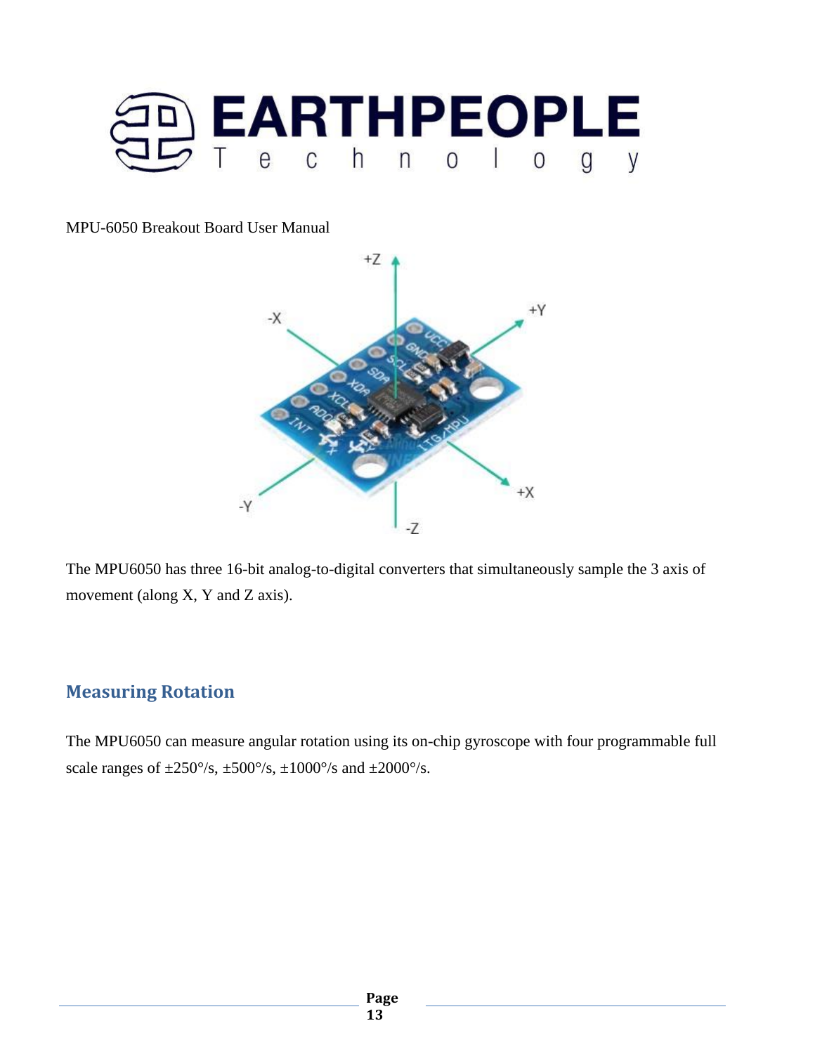MPU-6050 Breakout Board User Manual

The MPU6050 has three 16-bit analog-to-digital converters that simultaneously sample the 3 axis of movement (along X, Y and Z axis).

## Measuring Rotation

The MPU6050 can measure angular rotation using its on-chip gyroscope with four programmable full scale ranges of ±250°/s, ±500°/s, ±1000°/s and ±2000°/s.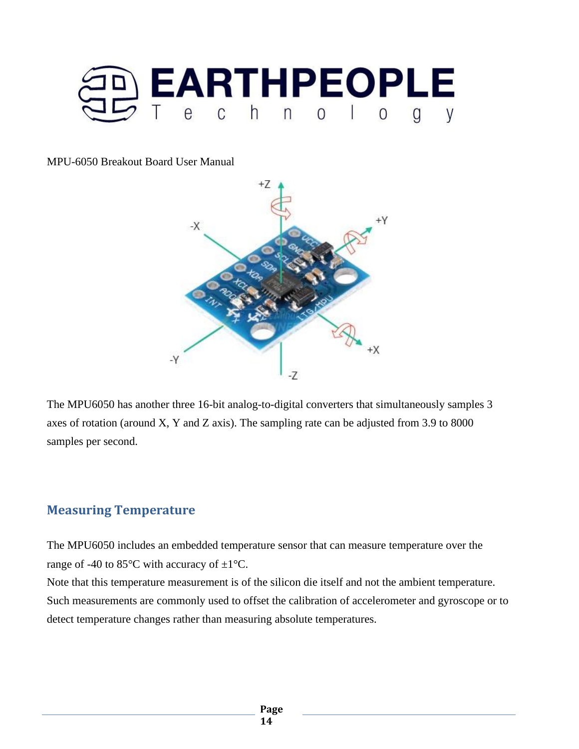MPU-6050 Breakout Board User Manual

The MPU6050 has another three 16-bit analog-to-digital converters that simultaneously samples 3 axes of rotation (around X, Y and Z axis). The sampling rate can be adjusted from 3.9 to 8000 samples per second.

## Measuring Temperature

The MPU6050 includes an embedded temperature sensor that can measure temperature over the range of -40 to 85°C with accuracy of ±1°C.

Note that this temperature measurement is of the silicon die itself and not the ambient temperature. Such measurements are commonly used to offset the calibration of accelerometer and gyroscope or to detect temperature changes rather than measuring absolute temperatures.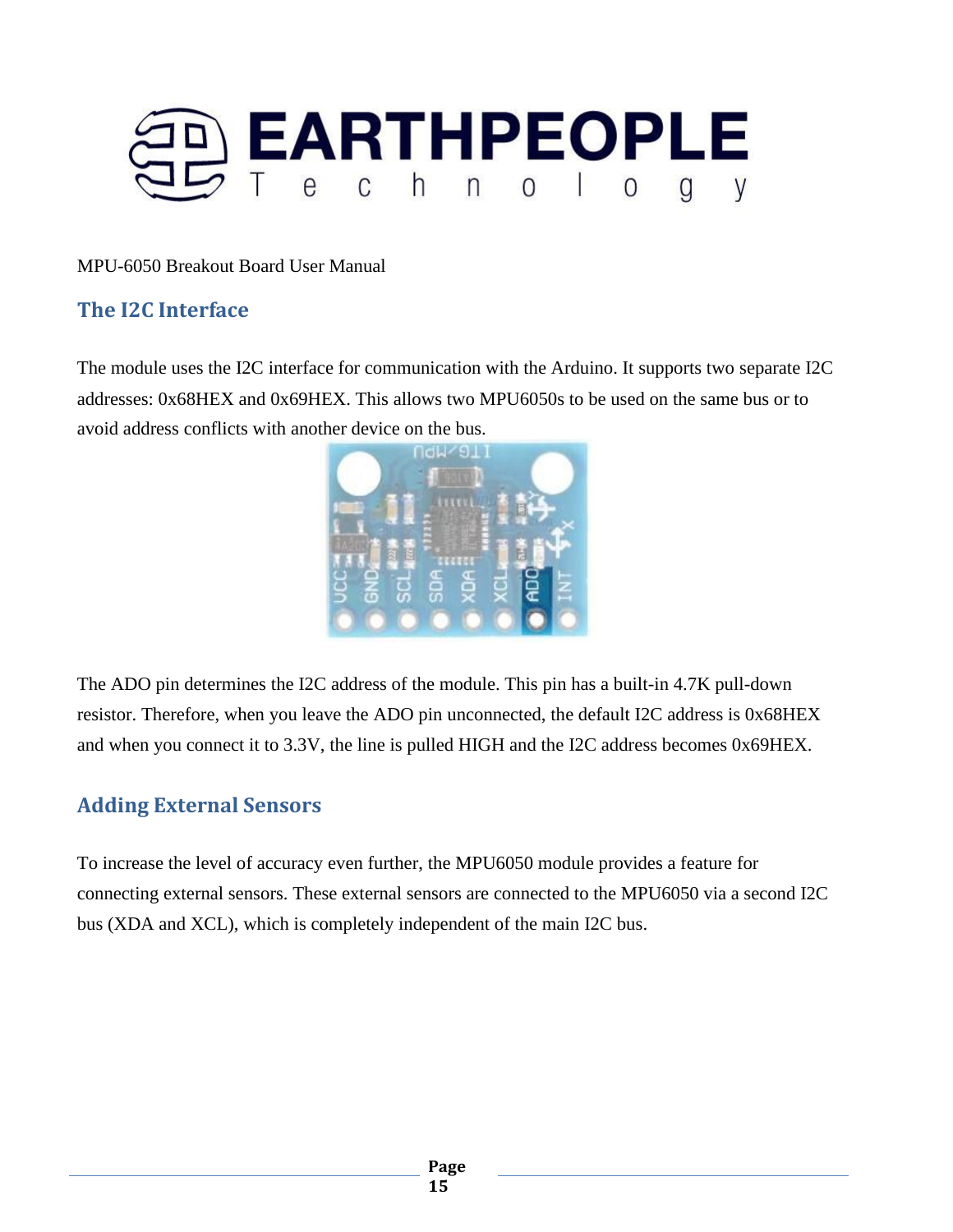MPU-6050 Breakout Board User Manual

## The I2C Interface

The module uses the I2C interface for communication with the Arduino. It supports two separate I2C addresses: 0x68HEX and 0x69HEX. This allows two MPU6050s to be used on the same bus or to avoid address conflicts with another device on the bus.

The ADO pin determines the I2C address of the module. This pin has a built-in 4.7K pull-down resistor. Therefore, when you leave the ADO pin unconnected, the default I2C address is 0x68HEX and when you connect it to 3.3V, the line is pulled HIGH and the I2C address becomes 0x69HEX.

## Adding External Sensors

To increase the level of accuracy even further, the MPU6050 module provides a feature for connecting external sensors. These external sensors are connected to the MPU6050 via a second I2C bus (XDA and XCL), which is completely independent of the main I2C bus.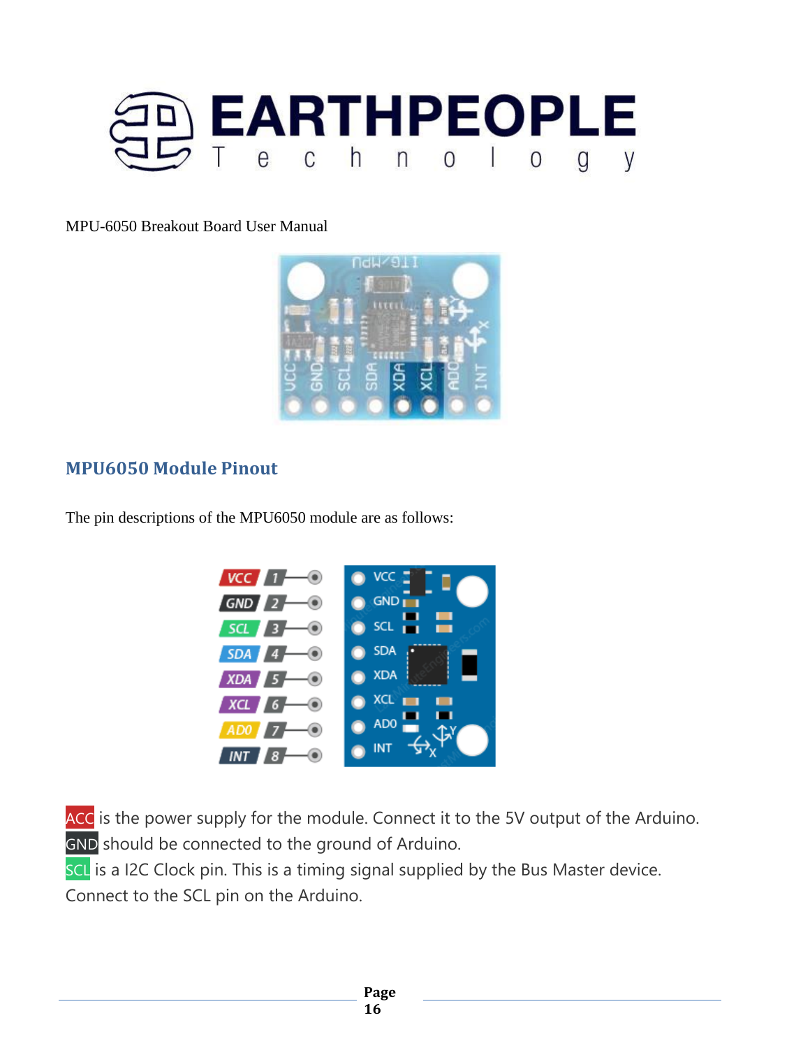MPU-6050 Breakout Board User Manual

## MPU6050 Module Pinout

The pin descriptions of the MPU6050 module are as follows:

ACC is the power supply for the module. Connect it to the 5V output of the Arduino.
GND should be connected to the ground of Arduino.
SCL is a I2C Clock pin. This is a timing signal supplied by the Bus Master device. Connect to the SCL pin on the Arduino.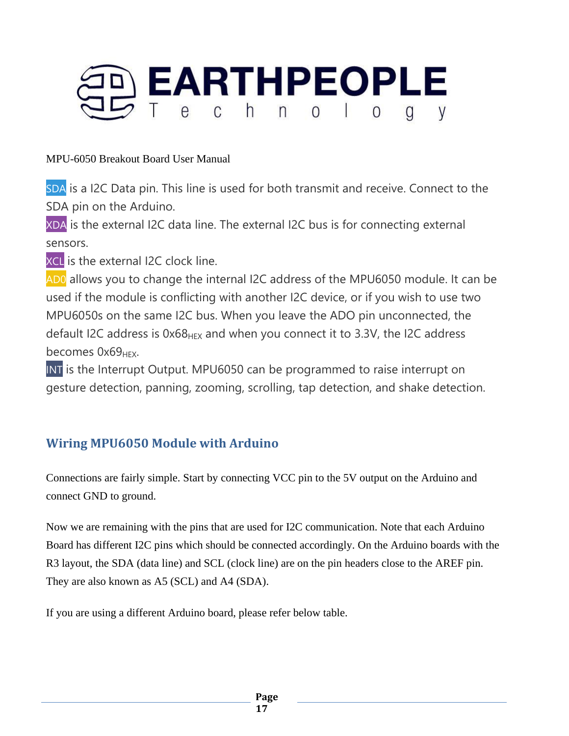MPU-6050 Breakout Board User Manual

SDA is a I2C Data pin. This line is used for both transmit and receive. Connect to the SDA pin on the Arduino.

XDA is the external I2C data line. The external I2C bus is for connecting external sensors.

XCL is the external I2C clock line.

AD0 allows you to change the internal I2C address of the MPU6050 module. It can be used if the module is conflicting with another I2C device, or if you wish to use two MPU6050s on the same I2C bus. When you leave the ADO pin unconnected, the default I2C address is $0x68_{HEX}$ and when you connect it to 3.3V, the I2C address becomes $0x69_{HEX}$.

INT is the Interrupt Output. MPU6050 can be programmed to raise interrupt on gesture detection, panning, zooming, scrolling, tap detection, and shake detection.

## Wiring MPU6050 Module with Arduino

Connections are fairly simple. Start by connecting VCC pin to the 5V output on the Arduino and connect GND to ground.

Now we are remaining with the pins that are used for I2C communication. Note that each Arduino Board has different I2C pins which should be connected accordingly. On the Arduino boards with the R3 layout, the SDA (data line) and SCL (clock line) are on the pin headers close to the AREF pin. They are also known as A5 (SCL) and A4 (SDA).

If you are using a different Arduino board, please refer below table.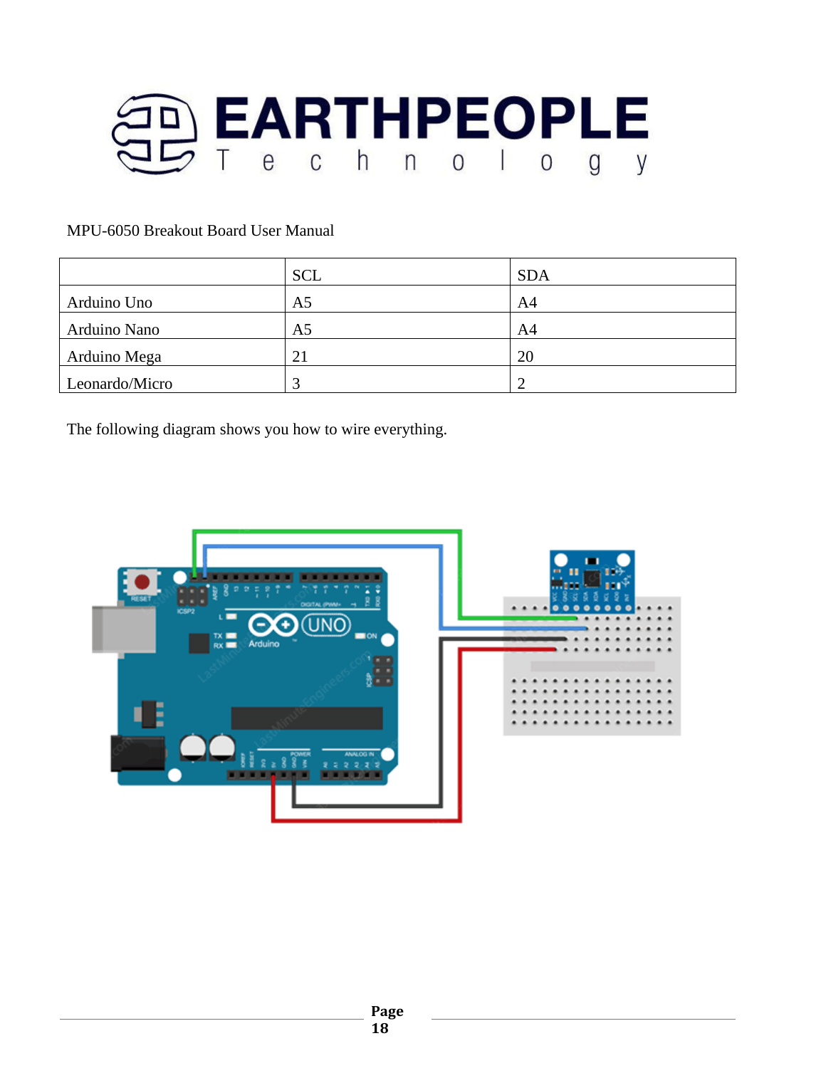MPU-6050 Breakout Board User Manual

| | SCL | SDA |
|---|---|---|
| Arduino Uno | A5 | A4 |
| Arduino Nano | A5 | A4 |
| Arduino Mega | 21 | 20 |
| Leonardo/Micro | 3 | 2 |

The following diagram shows you how to wire everything.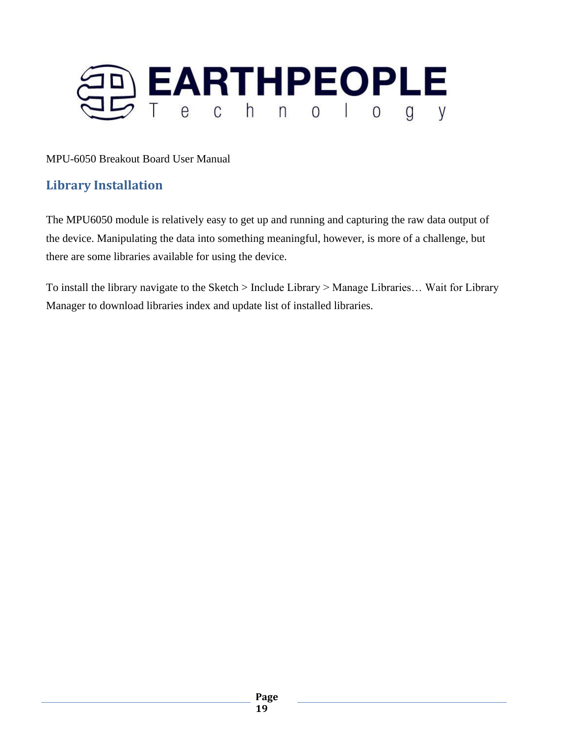## Library Installation

The MPU6050 module is relatively easy to get up and running and capturing the raw data output of the device. Manipulating the data into something meaningful, however, is more of a challenge, but there are some libraries available for using the device.

To install the library navigate to the Sketch > Include Library > Manage Libraries… Wait for Library Manager to download libraries index and update list of installed libraries.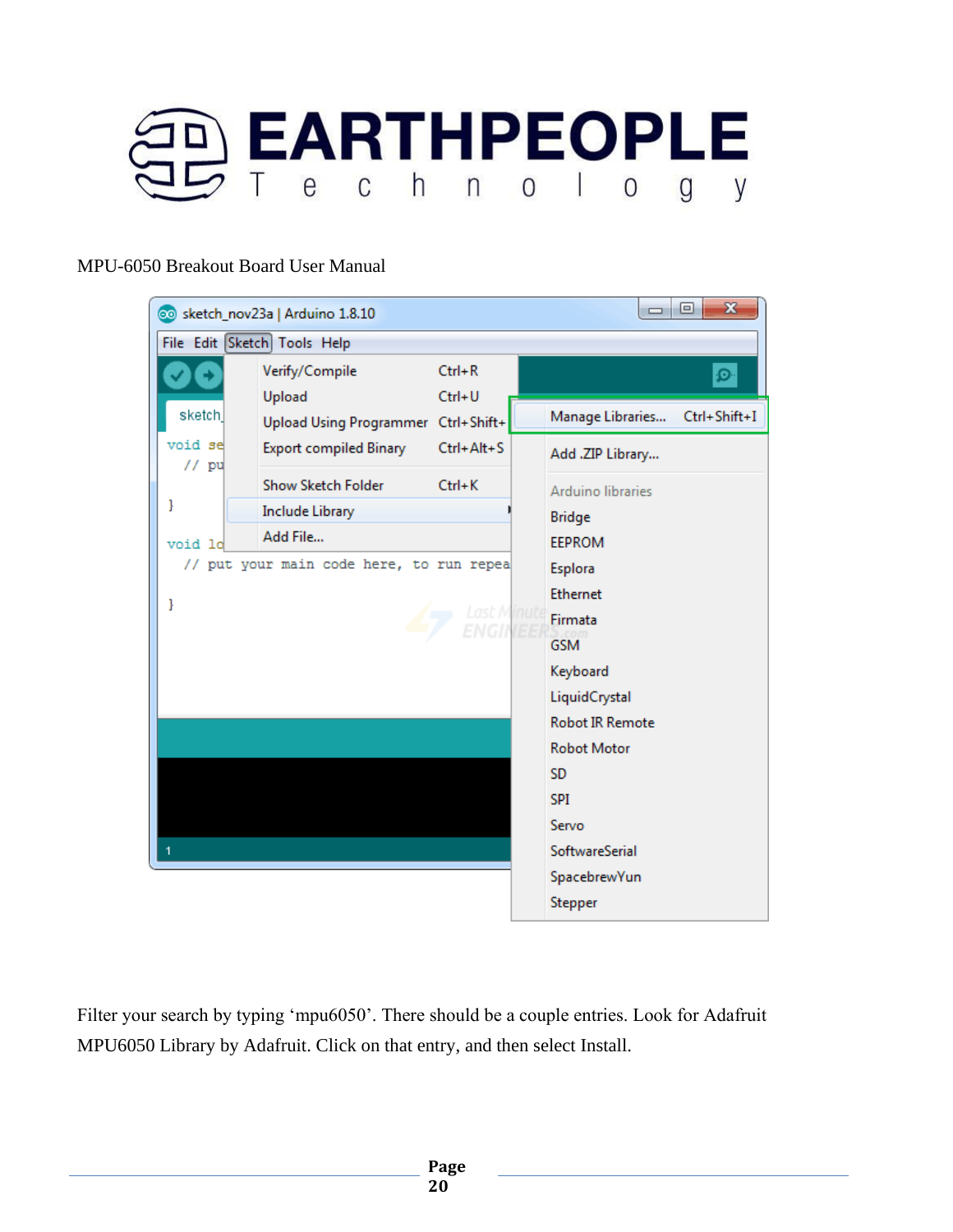Filter your search by typing ‘mpu6050’. There should be a couple entries. Look for Adafruit MPU6050 Library by Adafruit. Click on that entry, and then select Install.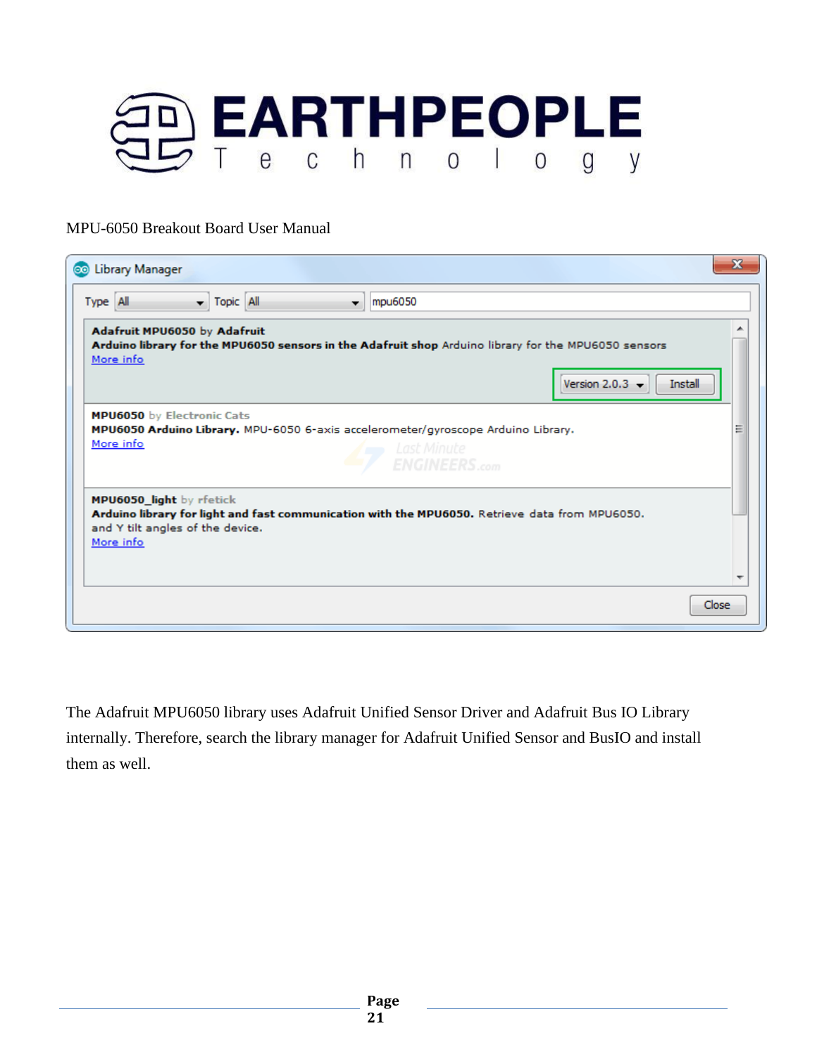MPU-6050 Breakout Board User Manual

The Adafruit MPU6050 library uses Adafruit Unified Sensor Driver and Adafruit Bus IO Library internally. Therefore, search the library manager for Adafruit Unified Sensor and BusIO and install them as well.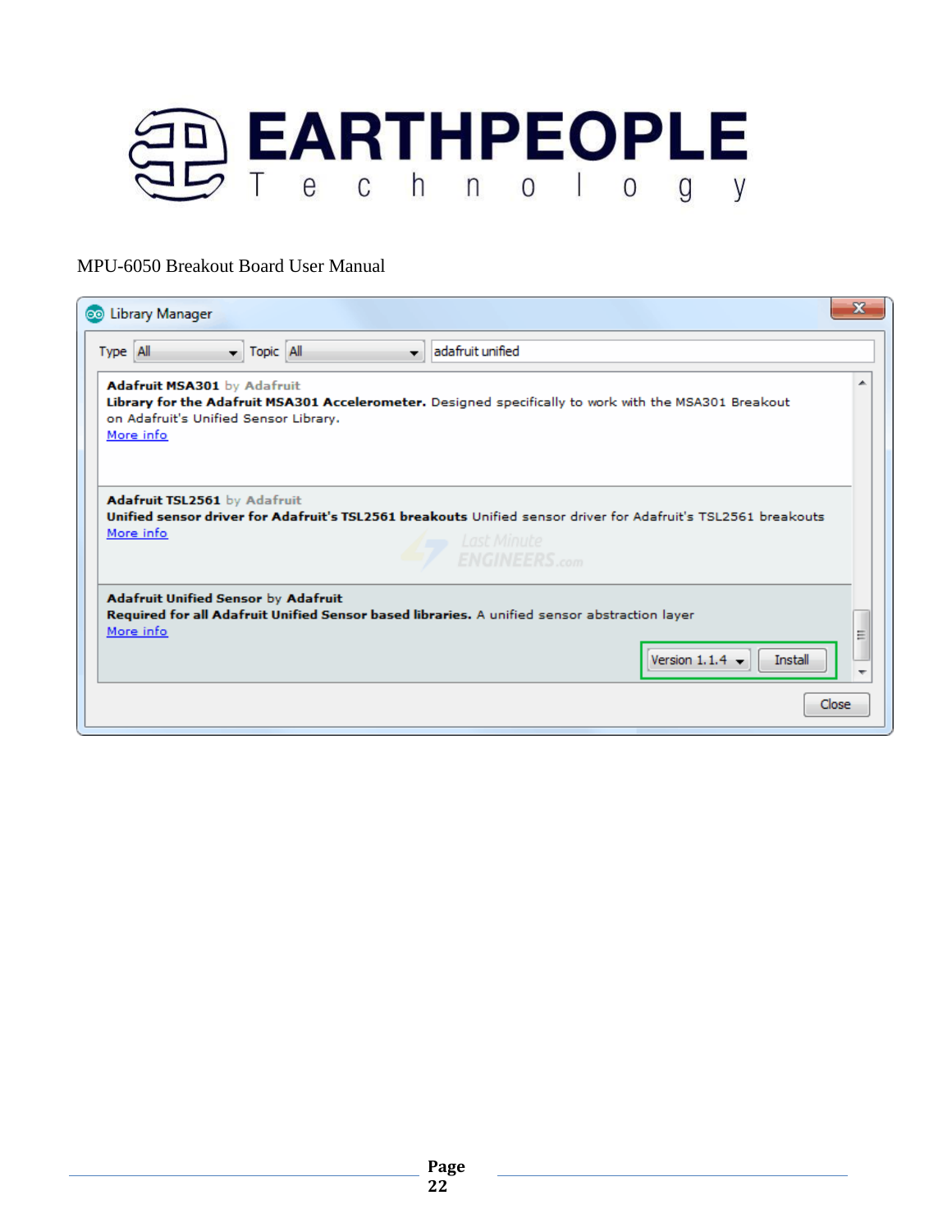Library Manager

Type: All | Topic: All | adafruit unified

**Adafruit MSA301** by Adafruit
**Library for the Adafruit MSA301 Accelerometer.** Designed specifically to work with the MSA301 Breakout on Adafruit's Unified Sensor Library.
More info

**Adafruit TSL2561** by Adafruit
**Unified sensor driver for Adafruit's TSL2561 breakouts** Unified sensor driver for Adafruit's TSL2561 breakouts
More info

**Adafruit Unified Sensor** by **Adafruit**
**Required for all Adafruit Unified Sensor based libraries.** A unified sensor abstraction layer
More info

Version 1.1.4 | Install

Close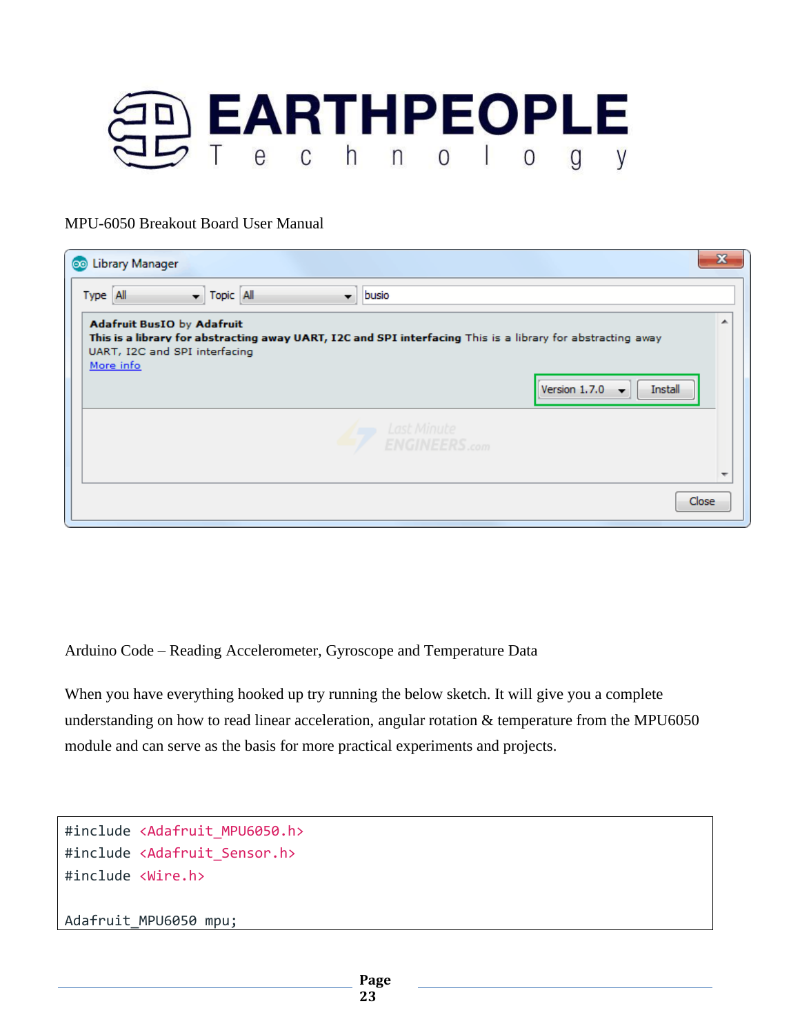MPU-6050 Breakout Board User Manual

Arduino Code – Reading Accelerometer, Gyroscope and Temperature Data

When you have everything hooked up try running the below sketch. It will give you a complete understanding on how to read linear acceleration, angular rotation & temperature from the MPU6050 module and can serve as the basis for more practical experiments and projects.

```
#include <Adafruit_MPU6050.h>
#include <Adafruit_Sensor.h>
#include <Wire.h>

Adafruit_MPU6050 mpu;
```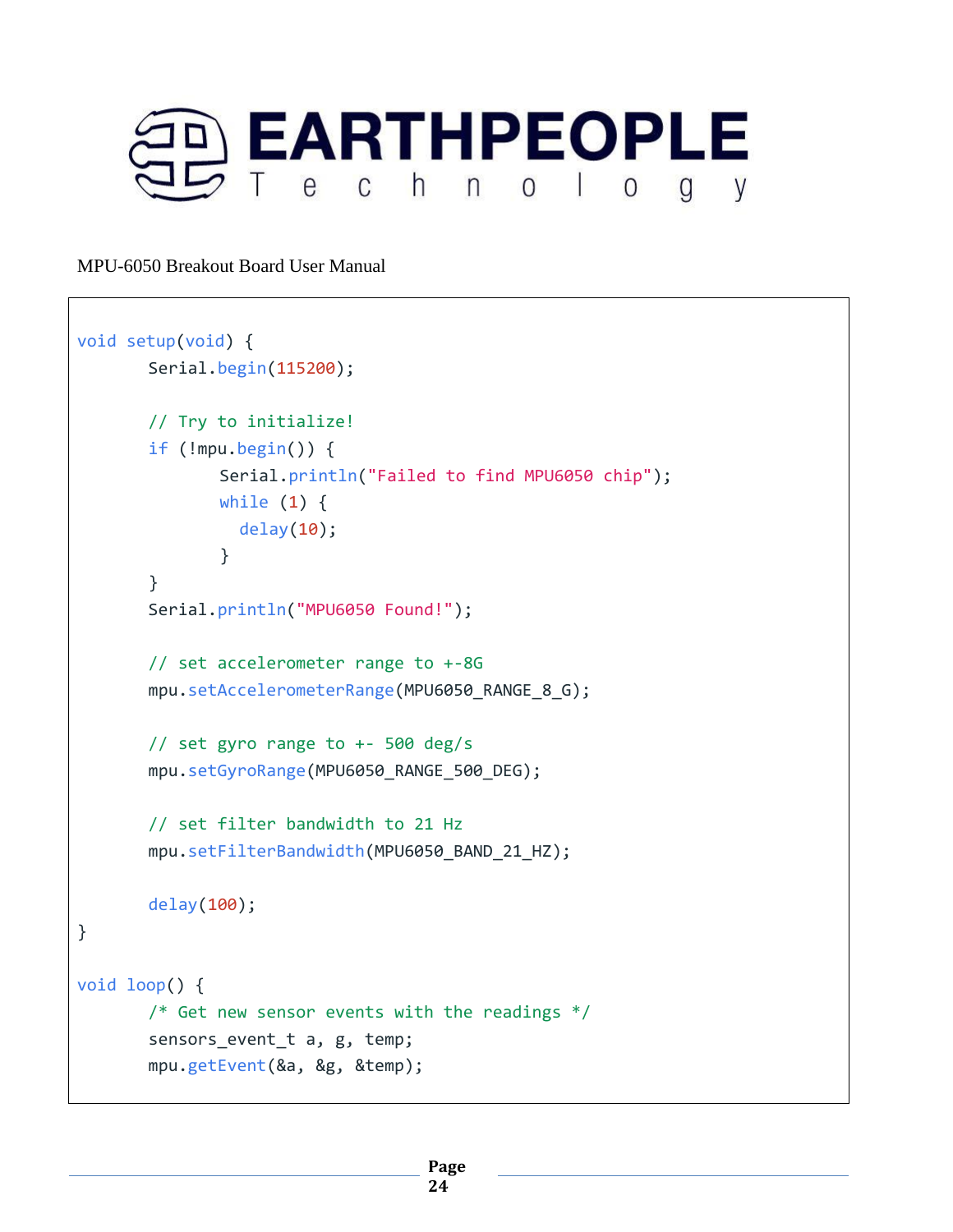```
void setup(void) {
	Serial.begin(115200);

	// Try to initialize!
	if (!mpu.begin()) {
		Serial.println("Failed to find MPU6050 chip");
		while (1) {
		  delay(10);
		}
	}
	Serial.println("MPU6050 Found!");

	// set accelerometer range to +-8G
	mpu.setAccelerometerRange(MPU6050_RANGE_8_G);

	// set gyro range to +- 500 deg/s
	mpu.setGyroRange(MPU6050_RANGE_500_DEG);

	// set filter bandwidth to 21 Hz
	mpu.setFilterBandwidth(MPU6050_BAND_21_HZ);

	delay(100);
}

void loop() {
	/* Get new sensor events with the readings */
	sensors_event_t a, g, temp;
	mpu.getEvent(&a, &g, &temp);
```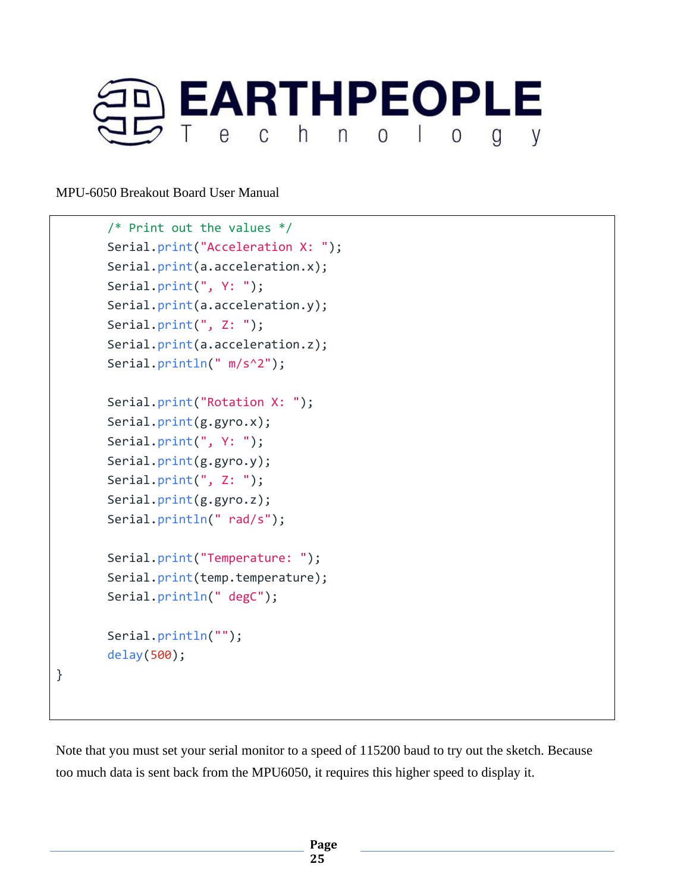```
	/* Print out the values */
	Serial.print("Acceleration X: ");
	Serial.print(a.acceleration.x);
	Serial.print(", Y: ");
	Serial.print(a.acceleration.y);
	Serial.print(", Z: ");
	Serial.print(a.acceleration.z);
	Serial.println(" m/s^2");

	Serial.print("Rotation X: ");
	Serial.print(g.gyro.x);
	Serial.print(", Y: ");
	Serial.print(g.gyro.y);
	Serial.print(", Z: ");
	Serial.print(g.gyro.z);
	Serial.println(" rad/s");

	Serial.print("Temperature: ");
	Serial.print(temp.temperature);
	Serial.println(" degC");

	Serial.println("");
	delay(500);
}
```

Note that you must set your serial monitor to a speed of 115200 baud to try out the sketch. Because too much data is sent back from the MPU6050, it requires this higher speed to display it.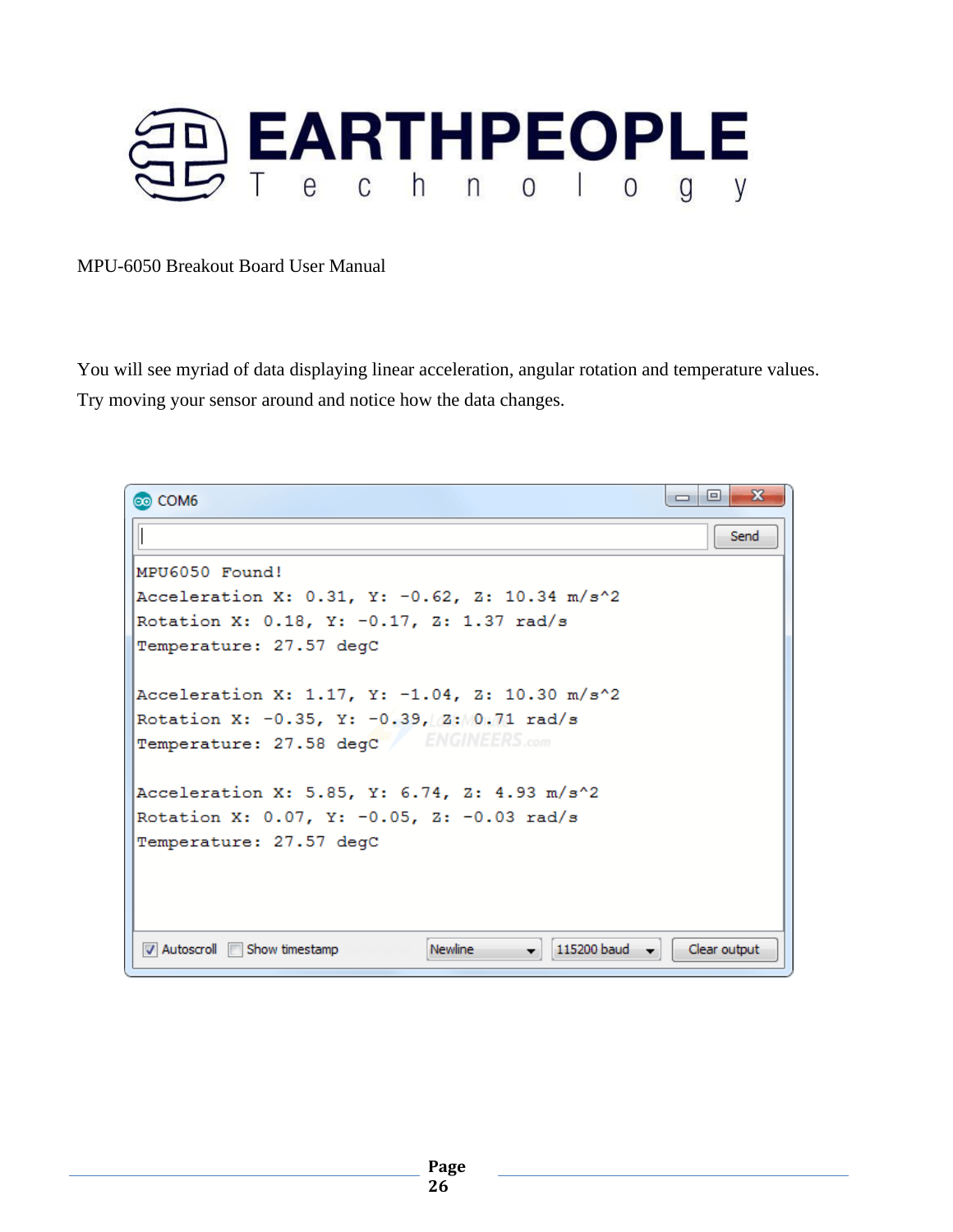MPU-6050 Breakout Board User Manual

You will see myriad of data displaying linear acceleration, angular rotation and temperature values. Try moving your sensor around and notice how the data changes.

```
MPU6050 Found!
Acceleration X: 0.31, Y: -0.62, Z: 10.34 m/s^2
Rotation X: 0.18, Y: -0.17, Z: 1.37 rad/s
Temperature: 27.57 degC

Acceleration X: 1.17, Y: -1.04, Z: 10.30 m/s^2
Rotation X: -0.35, Y: -0.39, Z: 0.71 rad/s
Temperature: 27.58 degC

Acceleration X: 5.85, Y: 6.74, Z: 4.93 m/s^2
Rotation X: 0.07, Y: -0.05, Z: -0.03 rad/s
Temperature: 27.57 degC
```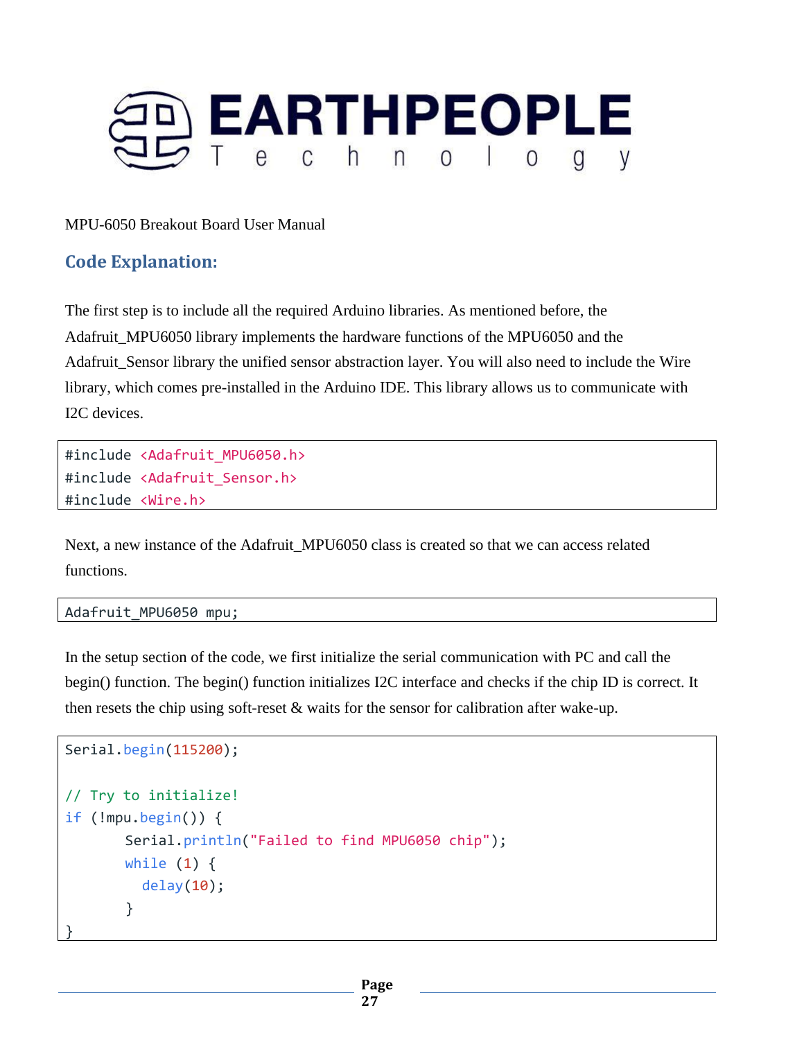MPU-6050 Breakout Board User Manual

## Code Explanation:

The first step is to include all the required Arduino libraries. As mentioned before, the Adafruit_MPU6050 library implements the hardware functions of the MPU6050 and the Adafruit_Sensor library the unified sensor abstraction layer. You will also need to include the Wire library, which comes pre-installed in the Arduino IDE. This library allows us to communicate with I2C devices.

```
#include <Adafruit_MPU6050.h>
#include <Adafruit_Sensor.h>
#include <Wire.h>
```

Next, a new instance of the Adafruit_MPU6050 class is created so that we can access related functions.

```
Adafruit_MPU6050 mpu;
```

In the setup section of the code, we first initialize the serial communication with PC and call the begin() function. The begin() function initializes I2C interface and checks if the chip ID is correct. It then resets the chip using soft-reset & waits for the sensor for calibration after wake-up.

```
Serial.begin(115200);

// Try to initialize!
if (!mpu.begin()) {
       Serial.println("Failed to find MPU6050 chip");
       while (1) {
         delay(10);
       }
}
```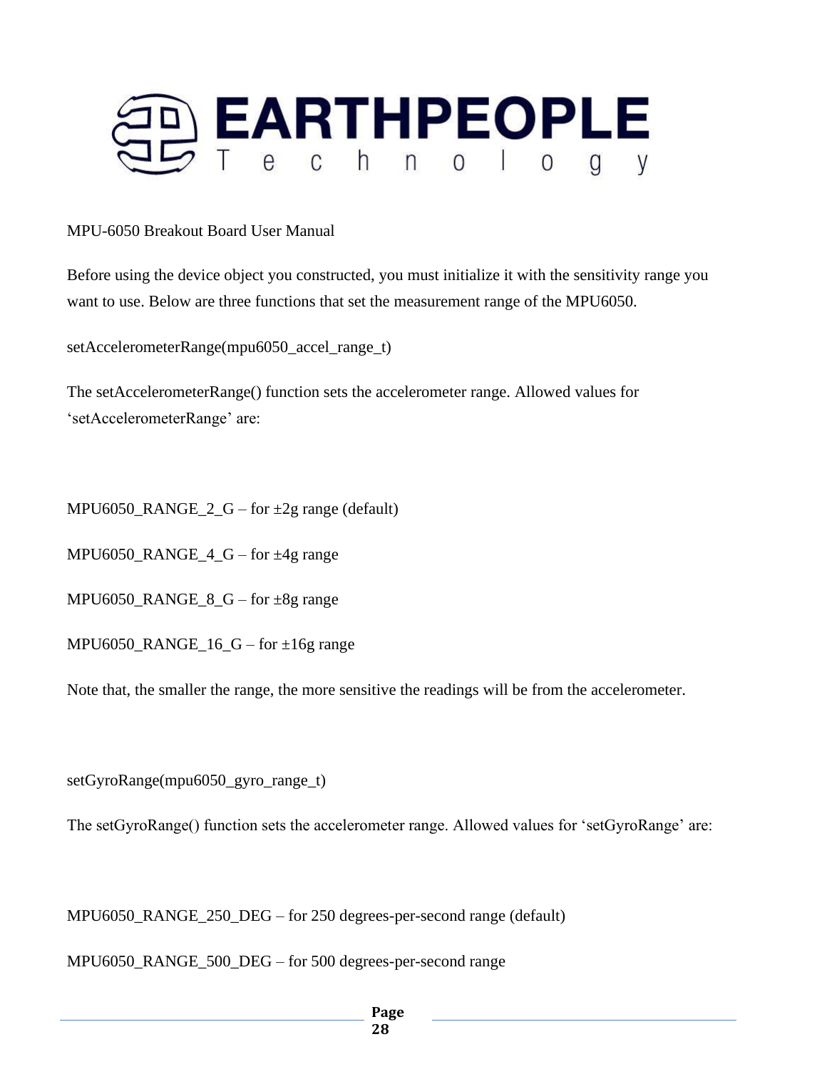MPU-6050 Breakout Board User Manual

Before using the device object you constructed, you must initialize it with the sensitivity range you want to use. Below are three functions that set the measurement range of the MPU6050.

setAccelerometerRange(mpu6050_accel_range_t)

The setAccelerometerRange() function sets the accelerometer range. Allowed values for 'setAccelerometerRange' are:

MPU6050_RANGE_2_G – for ±2g range (default)

MPU6050_RANGE_4_G – for ±4g range

MPU6050_RANGE_8_G – for ±8g range

MPU6050_RANGE_16_G – for ±16g range

Note that, the smaller the range, the more sensitive the readings will be from the accelerometer.

setGyroRange(mpu6050_gyro_range_t)

The setGyroRange() function sets the accelerometer range. Allowed values for 'setGyroRange' are:

MPU6050_RANGE_250_DEG – for 250 degrees-per-second range (default)

MPU6050_RANGE_500_DEG – for 500 degrees-per-second range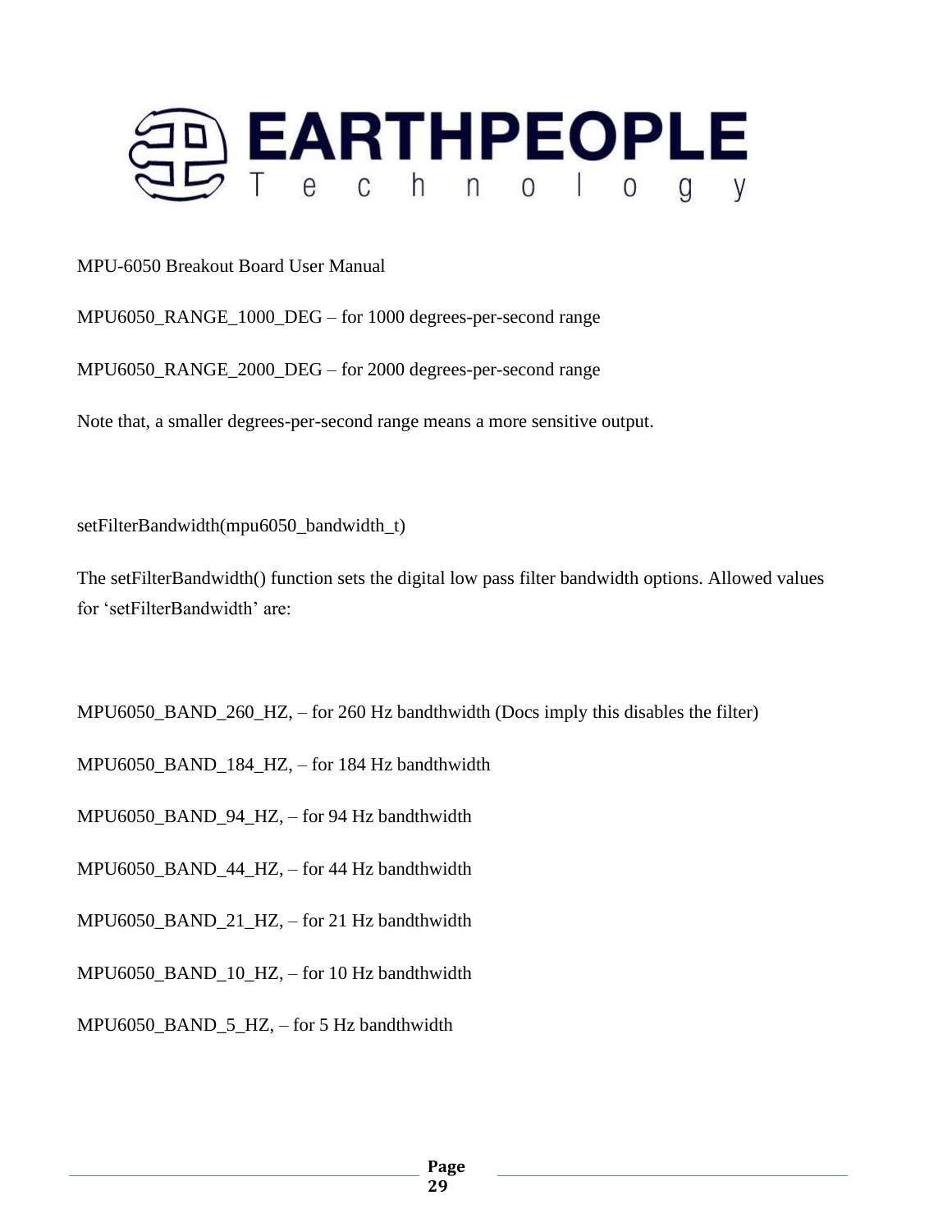MPU6050_RANGE_1000_DEG – for 1000 degrees-per-second range

MPU6050_RANGE_2000_DEG – for 2000 degrees-per-second range

Note that, a smaller degrees-per-second range means a more sensitive output.

setFilterBandwidth(mpu6050_bandwidth_t)

The setFilterBandwidth() function sets the digital low pass filter bandwidth options. Allowed values for ‘setFilterBandwidth’ are:

MPU6050_BAND_260_HZ, – for 260 Hz bandthwidth (Docs imply this disables the filter)

MPU6050_BAND_184_HZ, – for 184 Hz bandthwidth

MPU6050_BAND_94_HZ, – for 94 Hz bandthwidth

MPU6050_BAND_44_HZ, – for 44 Hz bandthwidth

MPU6050_BAND_21_HZ, – for 21 Hz bandthwidth

MPU6050_BAND_10_HZ, – for 10 Hz bandthwidth

MPU6050_BAND_5_HZ, – for 5 Hz bandthwidth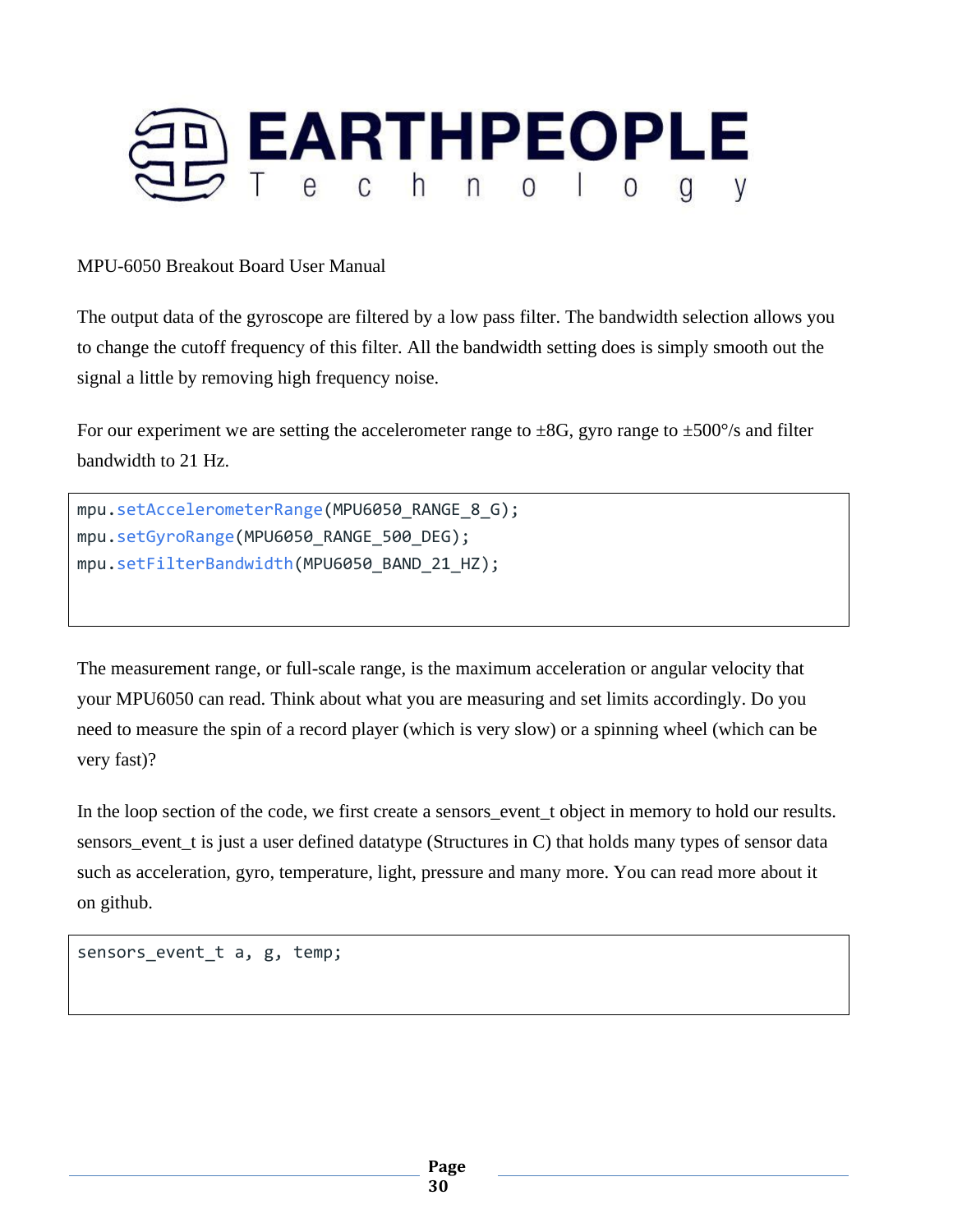MPU-6050 Breakout Board User Manual

The output data of the gyroscope are filtered by a low pass filter. The bandwidth selection allows you to change the cutoff frequency of this filter. All the bandwidth setting does is simply smooth out the signal a little by removing high frequency noise.

For our experiment we are setting the accelerometer range to ±8G, gyro range to ±500°/s and filter bandwidth to 21 Hz.

```
mpu.setAccelerometerRange(MPU6050_RANGE_8_G);
mpu.setGyroRange(MPU6050_RANGE_500_DEG);
mpu.setFilterBandwidth(MPU6050_BAND_21_HZ);
```

The measurement range, or full-scale range, is the maximum acceleration or angular velocity that your MPU6050 can read. Think about what you are measuring and set limits accordingly. Do you need to measure the spin of a record player (which is very slow) or a spinning wheel (which can be very fast)?

In the loop section of the code, we first create a sensors_event_t object in memory to hold our results. sensors_event_t is just a user defined datatype (Structures in C) that holds many types of sensor data such as acceleration, gyro, temperature, light, pressure and many more. You can read more about it on github.

```
sensors_event_t a, g, temp;
```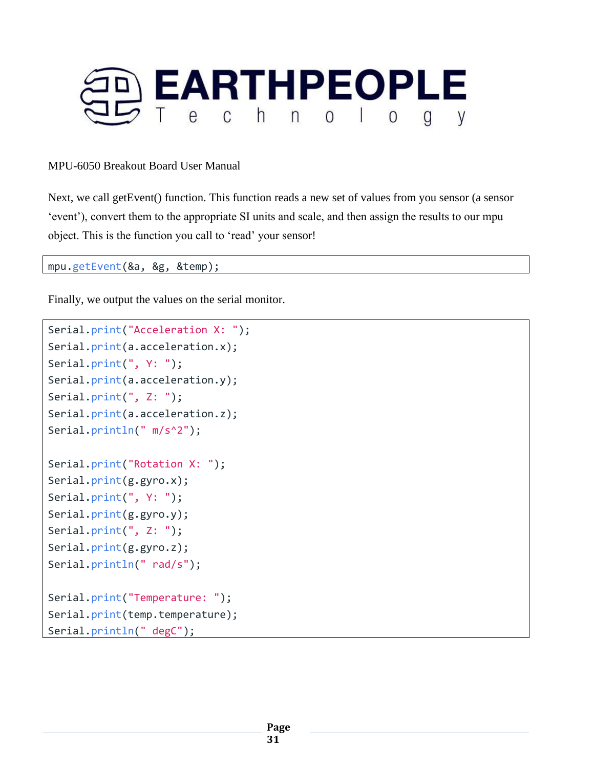MPU-6050 Breakout Board User Manual

Next, we call getEvent() function. This function reads a new set of values from you sensor (a sensor 'event'), convert them to the appropriate SI units and scale, and then assign the results to our mpu object. This is the function you call to 'read' your sensor!

```
mpu.getEvent(&a, &g, &temp);
```

Finally, we output the values on the serial monitor.

```
Serial.print("Acceleration X: ");
Serial.print(a.acceleration.x);
Serial.print(", Y: ");
Serial.print(a.acceleration.y);
Serial.print(", Z: ");
Serial.print(a.acceleration.z);
Serial.println(" m/s^2");

Serial.print("Rotation X: ");
Serial.print(g.gyro.x);
Serial.print(", Y: ");
Serial.print(g.gyro.y);
Serial.print(", Z: ");
Serial.print(g.gyro.z);
Serial.println(" rad/s");

Serial.print("Temperature: ");
Serial.print(temp.temperature);
Serial.println(" degC");
```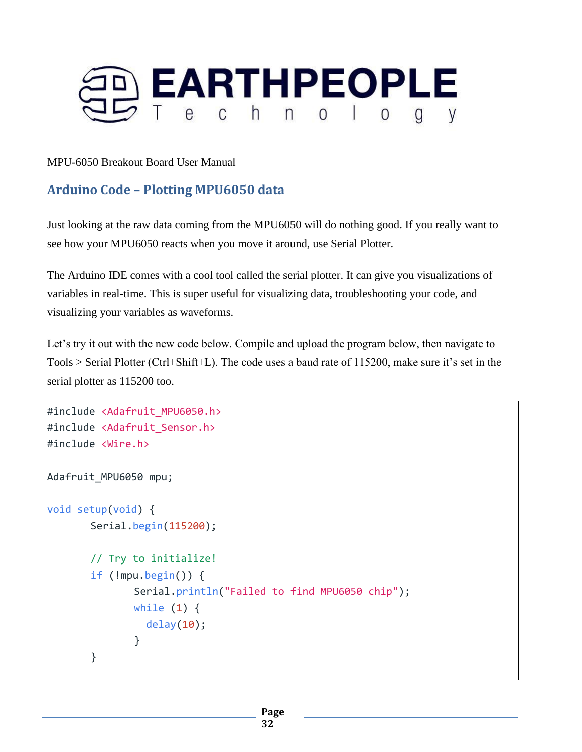MPU-6050 Breakout Board User Manual

## Arduino Code – Plotting MPU6050 data

Just looking at the raw data coming from the MPU6050 will do nothing good. If you really want to see how your MPU6050 reacts when you move it around, use Serial Plotter.

The Arduino IDE comes with a cool tool called the serial plotter. It can give you visualizations of variables in real-time. This is super useful for visualizing data, troubleshooting your code, and visualizing your variables as waveforms.

Let's try it out with the new code below. Compile and upload the program below, then navigate to Tools > Serial Plotter (Ctrl+Shift+L). The code uses a baud rate of 115200, make sure it's set in the serial plotter as 115200 too.

```
#include <Adafruit_MPU6050.h>
#include <Adafruit_Sensor.h>
#include <Wire.h>

Adafruit_MPU6050 mpu;

void setup(void) {
	Serial.begin(115200);

	// Try to initialize!
	if (!mpu.begin()) {
		Serial.println("Failed to find MPU6050 chip");
		while (1) {
		  delay(10);
		}
	}
```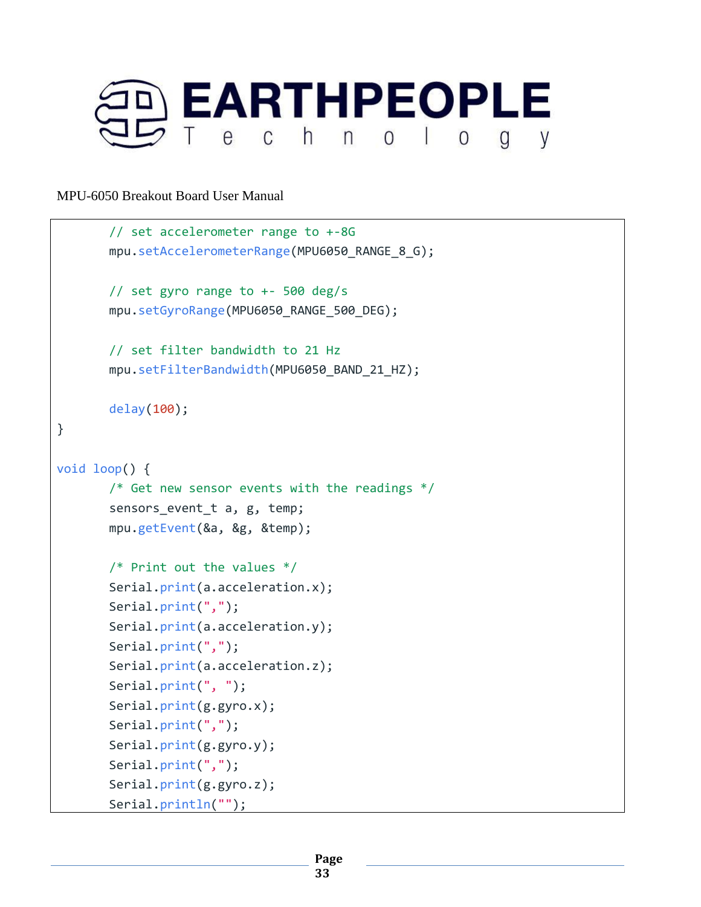```
        // set accelerometer range to +-8G
        mpu.setAccelerometerRange(MPU6050_RANGE_8_G);

        // set gyro range to +- 500 deg/s
        mpu.setGyroRange(MPU6050_RANGE_500_DEG);

        // set filter bandwidth to 21 Hz
        mpu.setFilterBandwidth(MPU6050_BAND_21_HZ);

        delay(100);
}

void loop() {
        /* Get new sensor events with the readings */
        sensors_event_t a, g, temp;
        mpu.getEvent(&a, &g, &temp);

        /* Print out the values */
        Serial.print(a.acceleration.x);
        Serial.print(",");
        Serial.print(a.acceleration.y);
        Serial.print(",");
        Serial.print(a.acceleration.z);
        Serial.print(", ");
        Serial.print(g.gyro.x);
        Serial.print(",");
        Serial.print(g.gyro.y);
        Serial.print(",");
        Serial.print(g.gyro.z);
        Serial.println("");
```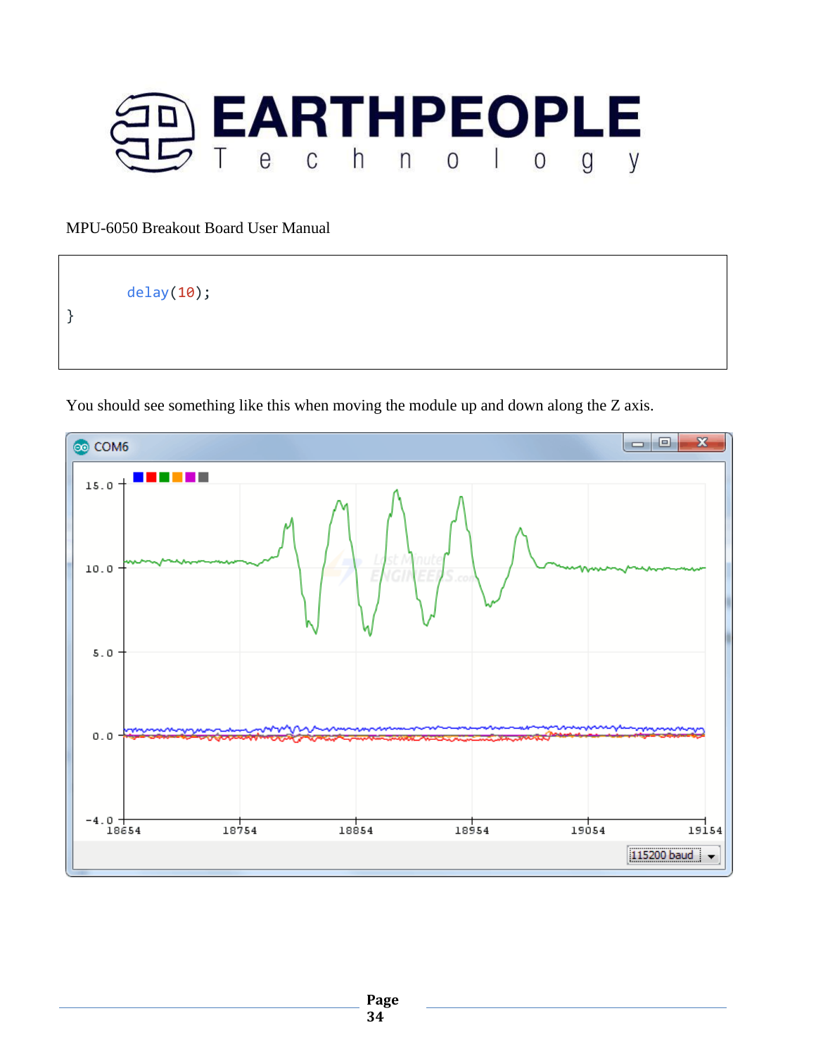MPU-6050 Breakout Board User Manual

```
        delay(10);
}
```

You should see something like this when moving the module up and down along the Z axis.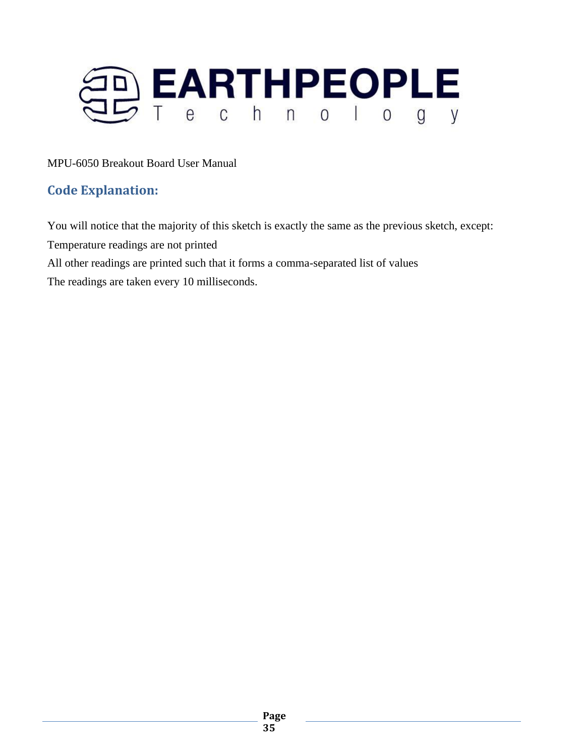MPU-6050 Breakout Board User Manual

## Code Explanation:

You will notice that the majority of this sketch is exactly the same as the previous sketch, except:

Temperature readings are not printed

All other readings are printed such that it forms a comma-separated list of values

The readings are taken every 10 milliseconds.